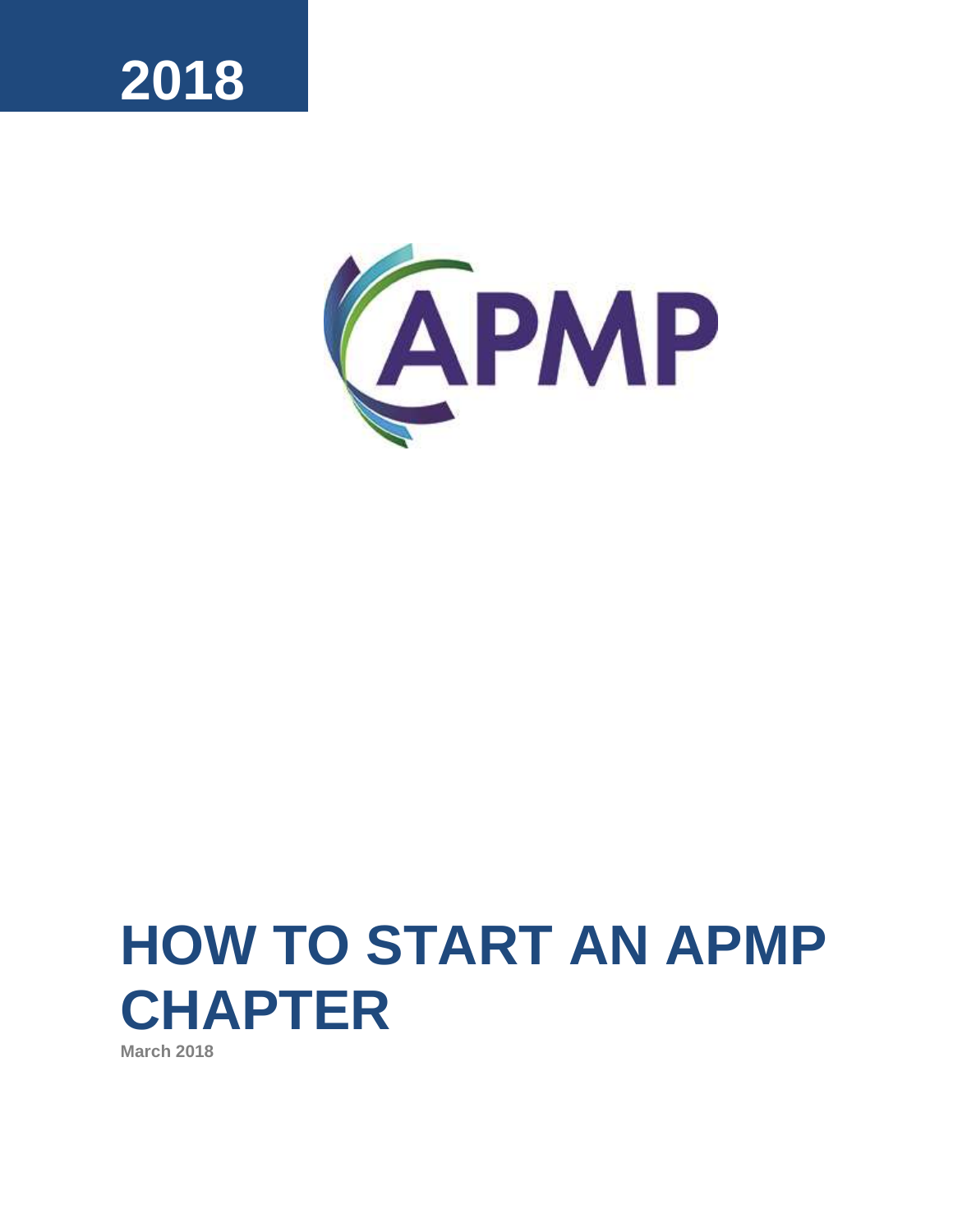2018

APMP

# HOW TO START AN APMP CHAPTER

March 2018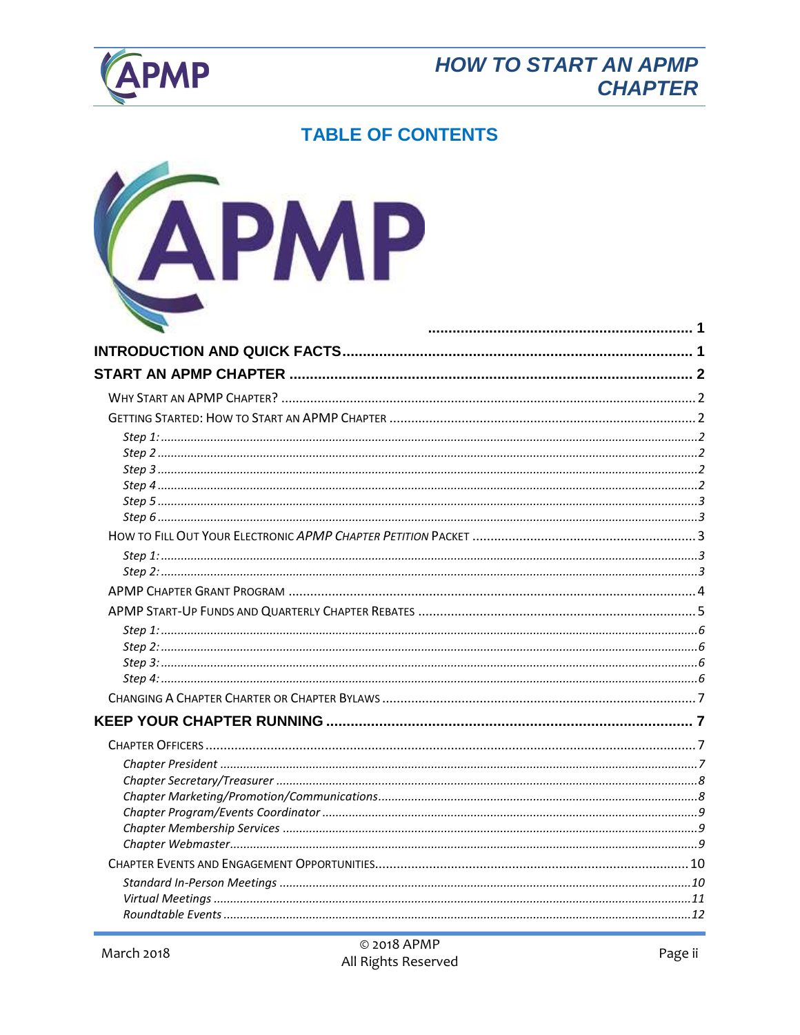## TABLE OF CONTENTS

APMP ........................................................ 1

**INTRODUCTION AND QUICK FACTS** ........................................................ 1

**START AN APMP CHAPTER** ........................................................ 2

- Why Start an APMP Chapter? ........................................................ 2
- Getting Started: How to Start an APMP Chapter ........................................................ 2
  - *Step 1:* ........................................................ 2
  - *Step 2* ........................................................ 2
  - *Step 3* ........................................................ 2
  - *Step 4* ........................................................ 2
  - *Step 5* ........................................................ 3
  - *Step 6* ........................................................ 3
- How to Fill Out Your Electronic *APMP Chapter Petition* Packet ........................................................ 3
  - *Step 1:* ........................................................ 3
  - *Step 2:* ........................................................ 3
- APMP Chapter Grant Program ........................................................ 4
- APMP Start-Up Funds and Quarterly Chapter Rebates ........................................................ 5
  - *Step 1:* ........................................................ 6
  - *Step 2:* ........................................................ 6
  - *Step 3:* ........................................................ 6
  - *Step 4:* ........................................................ 6
- Changing A Chapter Charter or Chapter Bylaws ........................................................ 7

**KEEP YOUR CHAPTER RUNNING** ........................................................ 7

- Chapter Officers ........................................................ 7
  - *Chapter President* ........................................................ 7
  - *Chapter Secretary/Treasurer* ........................................................ 8
  - *Chapter Marketing/Promotion/Communications* ........................................................ 8
  - *Chapter Program/Events Coordinator* ........................................................ 9
  - *Chapter Membership Services* ........................................................ 9
  - *Chapter Webmaster* ........................................................ 9
- Chapter Events and Engagement Opportunities ........................................................ 10
  - *Standard In-Person Meetings* ........................................................ 10
  - *Virtual Meetings* ........................................................ 11
  - *Roundtable Events* ........................................................ 12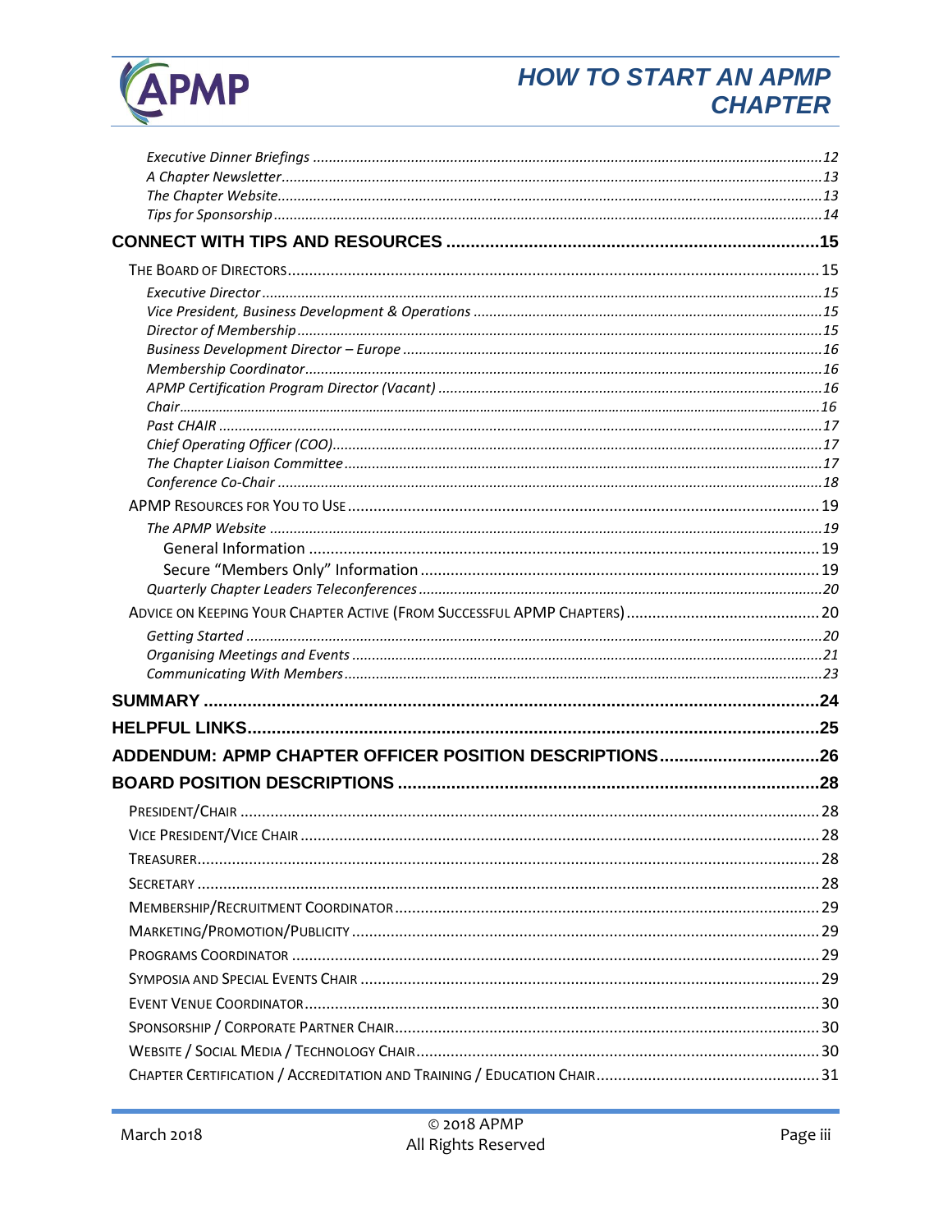*Executive Dinner Briefings* ........ 12
*A Chapter Newsletter* ........ 13
*The Chapter Website* ........ 13
*Tips for Sponsorship* ........ 14

**CONNECT WITH TIPS AND RESOURCES ........ 15**

THE BOARD OF DIRECTORS ........ 15

*Executive Director* ........ 15
*Vice President, Business Development & Operations* ........ 15
*Director of Membership* ........ 15
*Business Development Director – Europe* ........ 16
*Membership Coordinator* ........ 16
*APMP Certification Program Director (Vacant)* ........ 16
*Chair* ........ 16
*Past CHAIR* ........ 17
*Chief Operating Officer (COO)* ........ 17
*The Chapter Liaison Committee* ........ 17
*Conference Co-Chair* ........ 18

APMP RESOURCES FOR YOU TO USE ........ 19

*The APMP Website* ........ 19
General Information ........ 19
Secure "Members Only" Information ........ 19
*Quarterly Chapter Leaders Teleconferences* ........ 20

ADVICE ON KEEPING YOUR CHAPTER ACTIVE (FROM SUCCESSFUL APMP CHAPTERS) ........ 20

*Getting Started* ........ 20
*Organising Meetings and Events* ........ 21
*Communicating With Members* ........ 23

**SUMMARY ........ 24**

**HELPFUL LINKS ........ 25**

**ADDENDUM: APMP CHAPTER OFFICER POSITION DESCRIPTIONS ........ 26**

**BOARD POSITION DESCRIPTIONS ........ 28**

PRESIDENT/CHAIR ........ 28
VICE PRESIDENT/VICE CHAIR ........ 28
TREASURER ........ 28
SECRETARY ........ 28
MEMBERSHIP/RECRUITMENT COORDINATOR ........ 29
MARKETING/PROMOTION/PUBLICITY ........ 29
PROGRAMS COORDINATOR ........ 29
SYMPOSIA AND SPECIAL EVENTS CHAIR ........ 29
EVENT VENUE COORDINATOR ........ 30
SPONSORSHIP / CORPORATE PARTNER CHAIR ........ 30
WEBSITE / SOCIAL MEDIA / TECHNOLOGY CHAIR ........ 30
CHAPTER CERTIFICATION / ACCREDITATION AND TRAINING / EDUCATION CHAIR ........ 31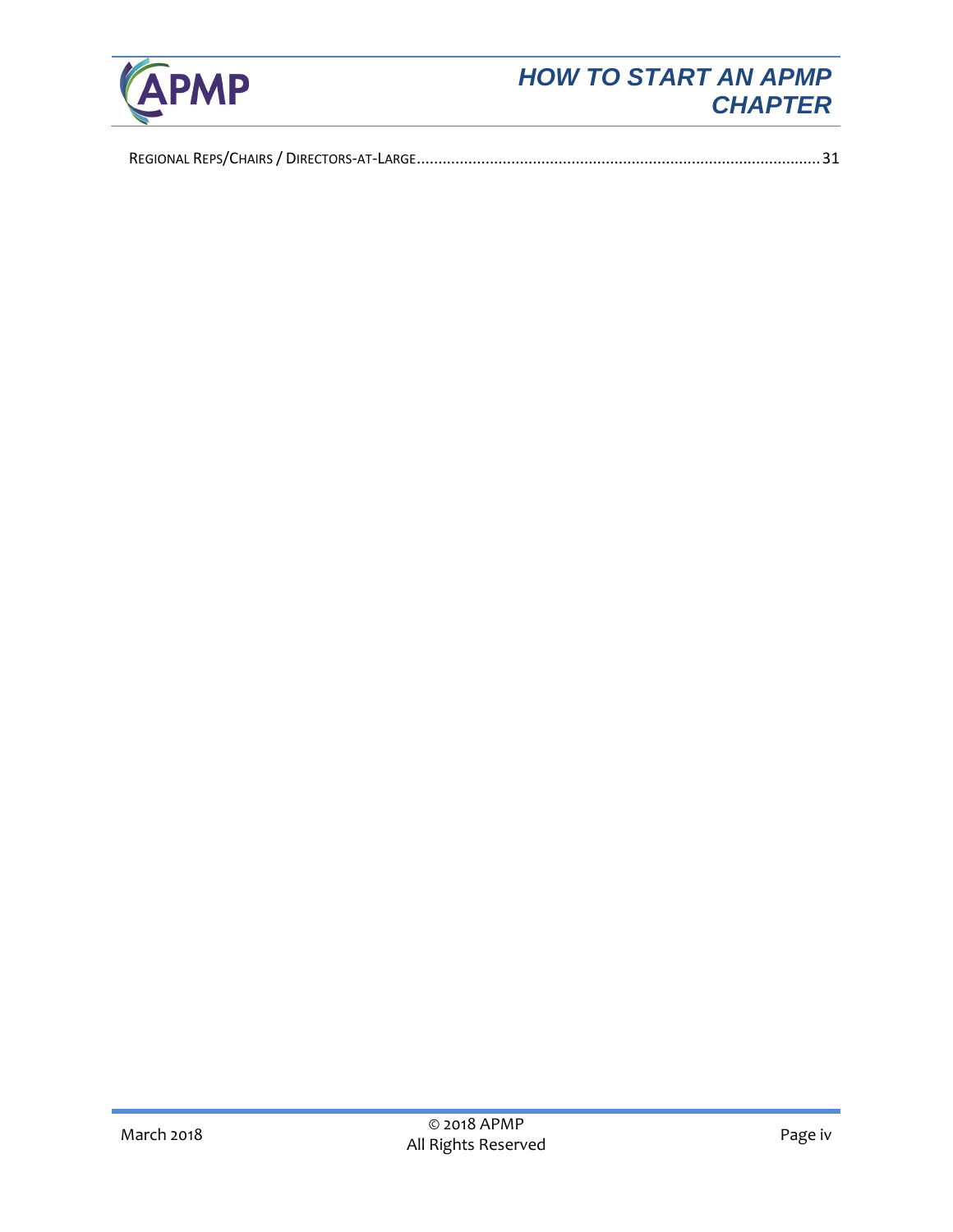REGIONAL REPS/CHAIRS / DIRECTORS-AT-LARGE........................................................................................... 31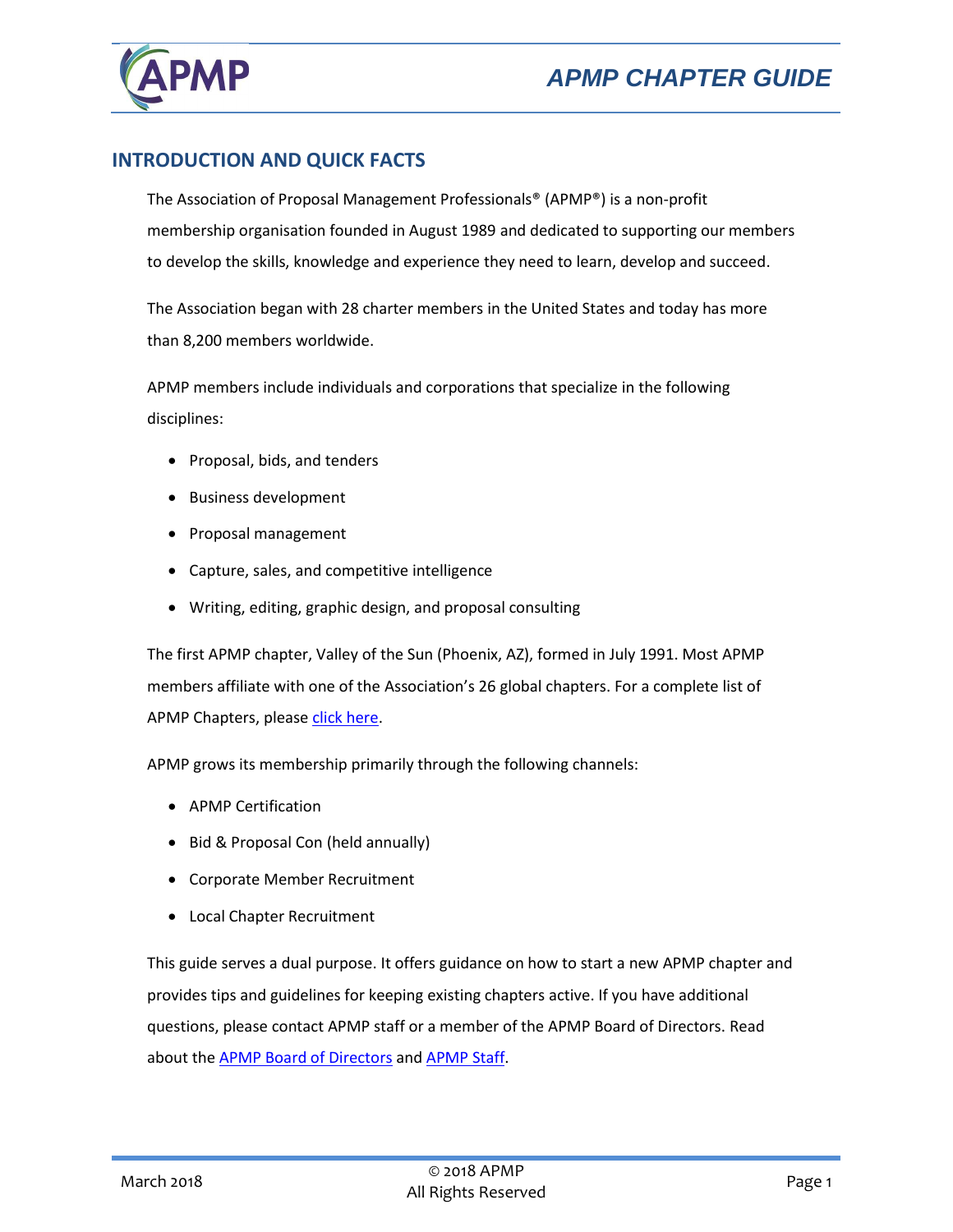## INTRODUCTION AND QUICK FACTS

The Association of Proposal Management Professionals® (APMP®) is a non-profit membership organisation founded in August 1989 and dedicated to supporting our members to develop the skills, knowledge and experience they need to learn, develop and succeed.

The Association began with 28 charter members in the United States and today has more than 8,200 members worldwide.

APMP members include individuals and corporations that specialize in the following disciplines:

- Proposal, bids, and tenders
- Business development
- Proposal management
- Capture, sales, and competitive intelligence
- Writing, editing, graphic design, and proposal consulting

The first APMP chapter, Valley of the Sun (Phoenix, AZ), formed in July 1991. Most APMP members affiliate with one of the Association's 26 global chapters. For a complete list of APMP Chapters, please click here.

APMP grows its membership primarily through the following channels:

- APMP Certification
- Bid & Proposal Con (held annually)
- Corporate Member Recruitment
- Local Chapter Recruitment

This guide serves a dual purpose. It offers guidance on how to start a new APMP chapter and provides tips and guidelines for keeping existing chapters active. If you have additional questions, please contact APMP staff or a member of the APMP Board of Directors. Read about the APMP Board of Directors and APMP Staff.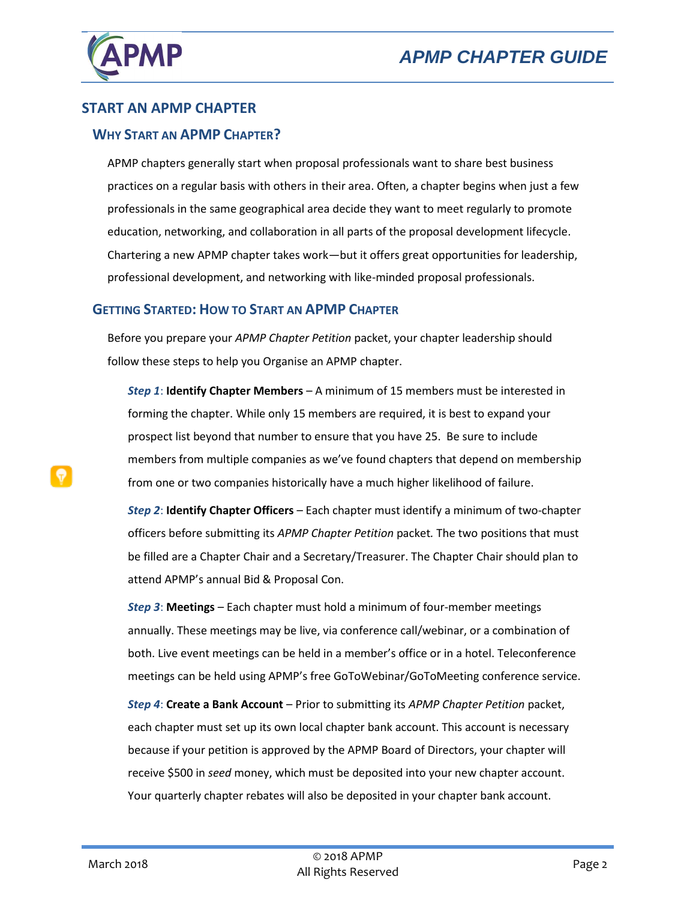## START AN APMP CHAPTER

### WHY START AN APMP CHAPTER?

APMP chapters generally start when proposal professionals want to share best business practices on a regular basis with others in their area. Often, a chapter begins when just a few professionals in the same geographical area decide they want to meet regularly to promote education, networking, and collaboration in all parts of the proposal development lifecycle. Chartering a new APMP chapter takes work—but it offers great opportunities for leadership, professional development, and networking with like-minded proposal professionals.

### GETTING STARTED: HOW TO START AN APMP CHAPTER

Before you prepare your *APMP Chapter Petition* packet, your chapter leadership should follow these steps to help you Organise an APMP chapter.

***Step 1***: **Identify Chapter Members** – A minimum of 15 members must be interested in forming the chapter. While only 15 members are required, it is best to expand your prospect list beyond that number to ensure that you have 25. Be sure to include members from multiple companies as we've found chapters that depend on membership from one or two companies historically have a much higher likelihood of failure.

***Step 2***: **Identify Chapter Officers** – Each chapter must identify a minimum of two-chapter officers before submitting its *APMP Chapter Petition* packet*.* The two positions that must be filled are a Chapter Chair and a Secretary/Treasurer. The Chapter Chair should plan to attend APMP's annual Bid & Proposal Con.

***Step 3***: **Meetings** – Each chapter must hold a minimum of four-member meetings annually. These meetings may be live, via conference call/webinar, or a combination of both. Live event meetings can be held in a member's office or in a hotel. Teleconference meetings can be held using APMP's free GoToWebinar/GoToMeeting conference service.

***Step 4***: **Create a Bank Account** – Prior to submitting its *APMP Chapter Petition* packet, each chapter must set up its own local chapter bank account. This account is necessary because if your petition is approved by the APMP Board of Directors, your chapter will receive $500 in *seed* money, which must be deposited into your new chapter account. Your quarterly chapter rebates will also be deposited in your chapter bank account.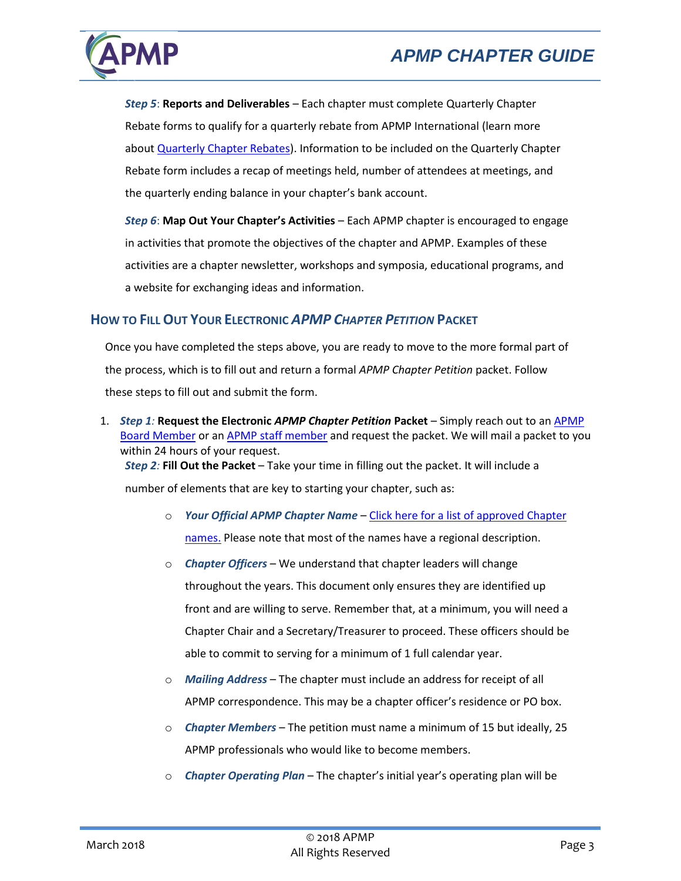***Step 5***: **Reports and Deliverables** – Each chapter must complete Quarterly Chapter Rebate forms to qualify for a quarterly rebate from APMP International (learn more about Quarterly Chapter Rebates). Information to be included on the Quarterly Chapter Rebate form includes a recap of meetings held, number of attendees at meetings, and the quarterly ending balance in your chapter's bank account.

***Step 6***: **Map Out Your Chapter's Activities** – Each APMP chapter is encouraged to engage in activities that promote the objectives of the chapter and APMP. Examples of these activities are a chapter newsletter, workshops and symposia, educational programs, and a website for exchanging ideas and information.

## How to Fill Out Your Electronic *APMP Chapter Petition* Packet

Once you have completed the steps above, you are ready to move to the more formal part of the process, which is to fill out and return a formal *APMP Chapter Petition* packet. Follow these steps to fill out and submit the form.

1. ***Step 1:*** **Request the Electronic *APMP Chapter Petition* Packet** – Simply reach out to an APMP Board Member or an APMP staff member and request the packet. We will mail a packet to you within 24 hours of your request.

   ***Step 2:*** **Fill Out the Packet** – Take your time in filling out the packet. It will include a number of elements that are key to starting your chapter, such as:

   - ***Your Official APMP Chapter Name*** – Click here for a list of approved Chapter names. Please note that most of the names have a regional description.
   - ***Chapter Officers*** – We understand that chapter leaders will change throughout the years. This document only ensures they are identified up front and are willing to serve. Remember that, at a minimum, you will need a Chapter Chair and a Secretary/Treasurer to proceed. These officers should be able to commit to serving for a minimum of 1 full calendar year.
   - ***Mailing Address*** – The chapter must include an address for receipt of all APMP correspondence. This may be a chapter officer's residence or PO box.
   - ***Chapter Members*** – The petition must name a minimum of 15 but ideally, 25 APMP professionals who would like to become members.
   - ***Chapter Operating Plan*** – The chapter's initial year's operating plan will be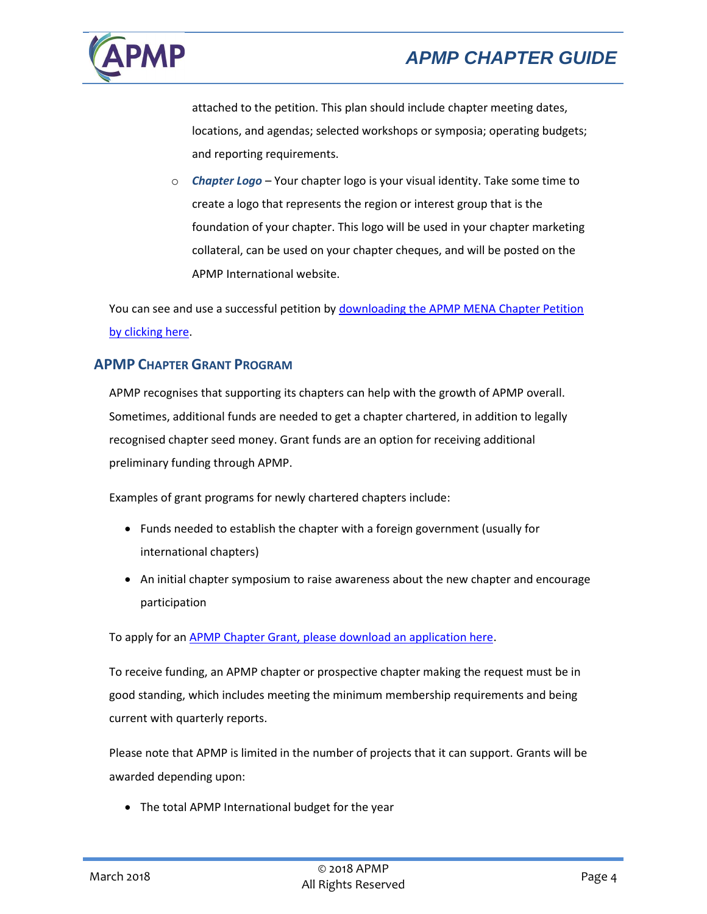attached to the petition. This plan should include chapter meeting dates, locations, and agendas; selected workshops or symposia; operating budgets; and reporting requirements.

  - ***Chapter Logo*** – Your chapter logo is your visual identity. Take some time to create a logo that represents the region or interest group that is the foundation of your chapter. This logo will be used in your chapter marketing collateral, can be used on your chapter cheques, and will be posted on the APMP International website.

You can see and use a successful petition by [downloading the APMP MENA Chapter Petition by clicking here](#).

## APMP Chapter Grant Program

APMP recognises that supporting its chapters can help with the growth of APMP overall. Sometimes, additional funds are needed to get a chapter chartered, in addition to legally recognised chapter seed money. Grant funds are an option for receiving additional preliminary funding through APMP.

Examples of grant programs for newly chartered chapters include:

- Funds needed to establish the chapter with a foreign government (usually for international chapters)
- An initial chapter symposium to raise awareness about the new chapter and encourage participation

To apply for an [APMP Chapter Grant, please download an application here](#).

To receive funding, an APMP chapter or prospective chapter making the request must be in good standing, which includes meeting the minimum membership requirements and being current with quarterly reports.

Please note that APMP is limited in the number of projects that it can support. Grants will be awarded depending upon:

- The total APMP International budget for the year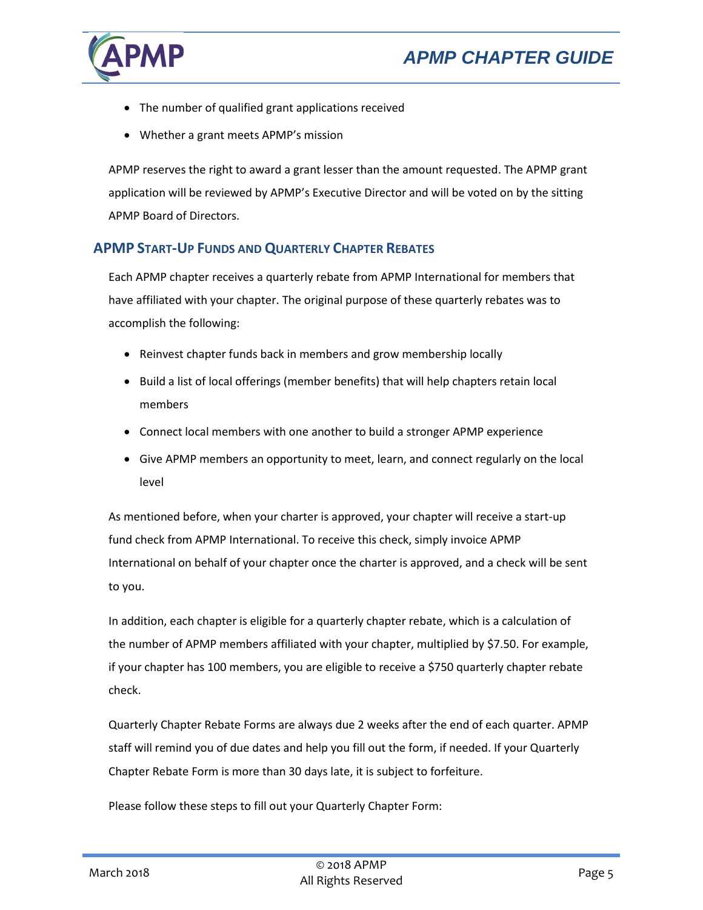- The number of qualified grant applications received
- Whether a grant meets APMP's mission

APMP reserves the right to award a grant lesser than the amount requested. The APMP grant application will be reviewed by APMP's Executive Director and will be voted on by the sitting APMP Board of Directors.

## APMP Start-Up Funds and Quarterly Chapter Rebates

Each APMP chapter receives a quarterly rebate from APMP International for members that have affiliated with your chapter. The original purpose of these quarterly rebates was to accomplish the following:

- Reinvest chapter funds back in members and grow membership locally
- Build a list of local offerings (member benefits) that will help chapters retain local members
- Connect local members with one another to build a stronger APMP experience
- Give APMP members an opportunity to meet, learn, and connect regularly on the local level

As mentioned before, when your charter is approved, your chapter will receive a start-up fund check from APMP International. To receive this check, simply invoice APMP International on behalf of your chapter once the charter is approved, and a check will be sent to you.

In addition, each chapter is eligible for a quarterly chapter rebate, which is a calculation of the number of APMP members affiliated with your chapter, multiplied by $7.50. For example, if your chapter has 100 members, you are eligible to receive a $750 quarterly chapter rebate check.

Quarterly Chapter Rebate Forms are always due 2 weeks after the end of each quarter. APMP staff will remind you of due dates and help you fill out the form, if needed. If your Quarterly Chapter Rebate Form is more than 30 days late, it is subject to forfeiture.

Please follow these steps to fill out your Quarterly Chapter Form: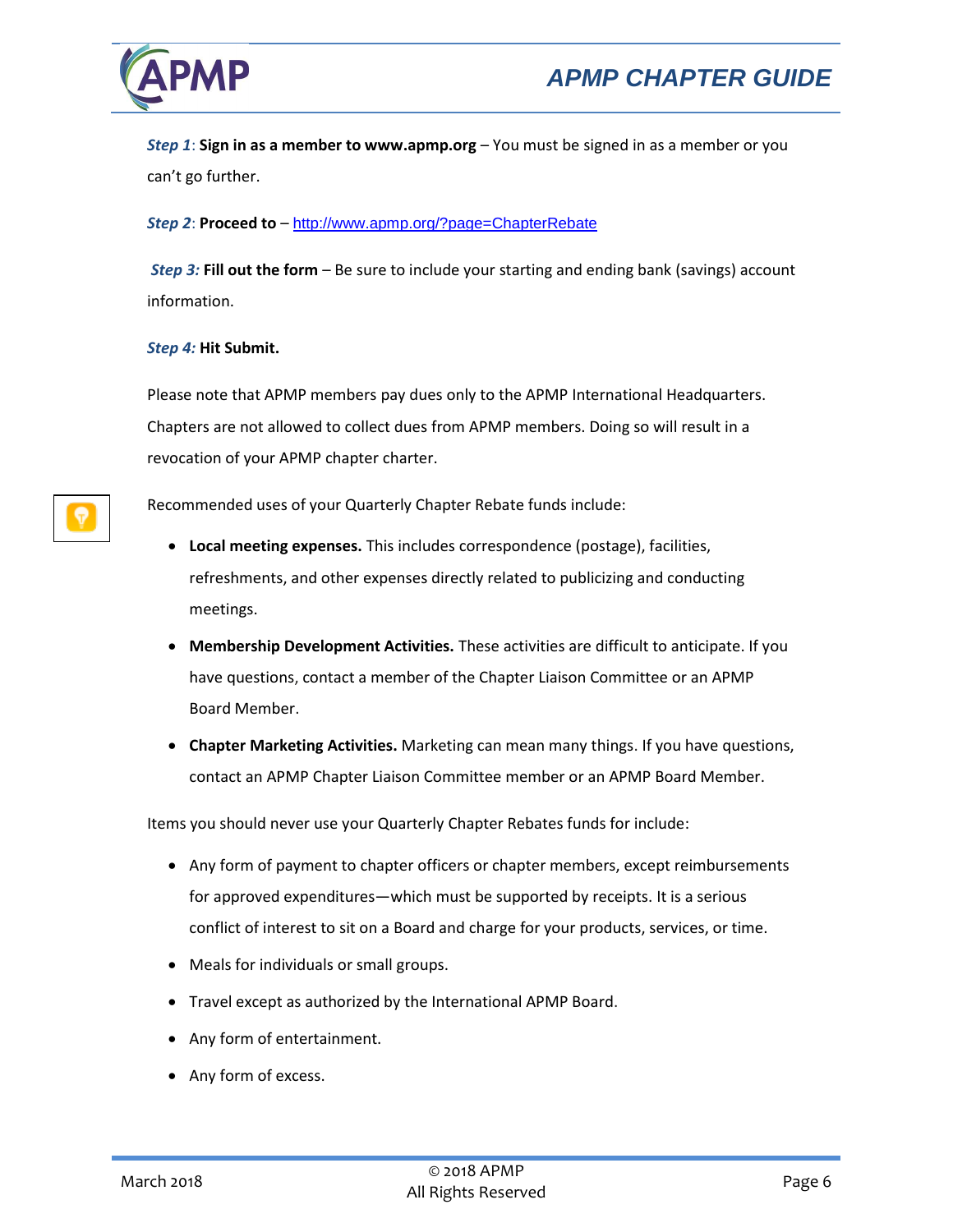***Step 1***: **Sign in as a member to www.apmp.org** – You must be signed in as a member or you can't go further.

***Step 2***: **Proceed to** – http://www.apmp.org/?page=ChapterRebate

***Step 3:*** **Fill out the form** – Be sure to include your starting and ending bank (savings) account information.

***Step 4:*** **Hit Submit.**

Please note that APMP members pay dues only to the APMP International Headquarters. Chapters are not allowed to collect dues from APMP members. Doing so will result in a revocation of your APMP chapter charter.

Recommended uses of your Quarterly Chapter Rebate funds include:

- **Local meeting expenses.** This includes correspondence (postage), facilities, refreshments, and other expenses directly related to publicizing and conducting meetings.
- **Membership Development Activities.** These activities are difficult to anticipate. If you have questions, contact a member of the Chapter Liaison Committee or an APMP Board Member.
- **Chapter Marketing Activities.** Marketing can mean many things. If you have questions, contact an APMP Chapter Liaison Committee member or an APMP Board Member.

Items you should never use your Quarterly Chapter Rebates funds for include:

- Any form of payment to chapter officers or chapter members, except reimbursements for approved expenditures—which must be supported by receipts. It is a serious conflict of interest to sit on a Board and charge for your products, services, or time.
- Meals for individuals or small groups.
- Travel except as authorized by the International APMP Board.
- Any form of entertainment.
- Any form of excess.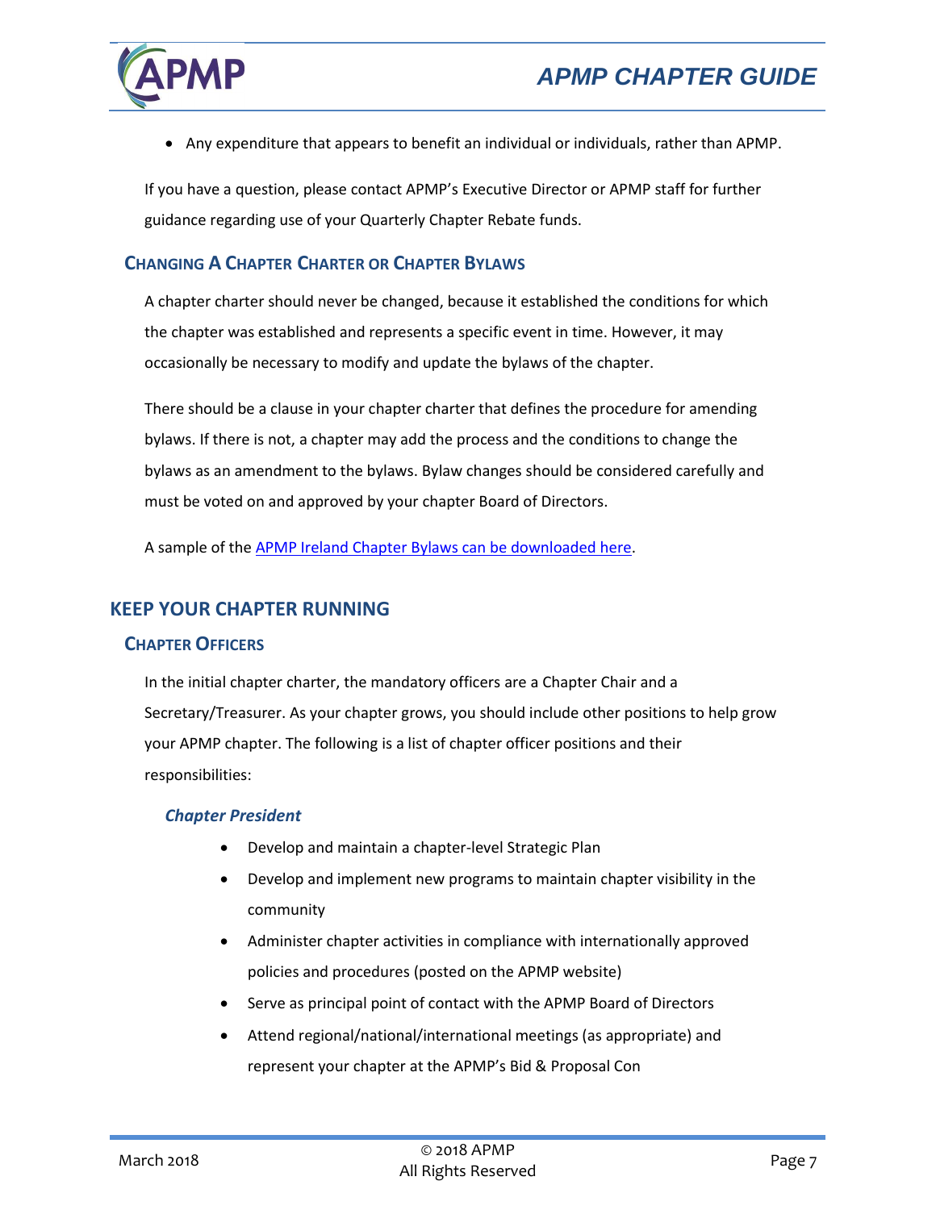- Any expenditure that appears to benefit an individual or individuals, rather than APMP.

If you have a question, please contact APMP's Executive Director or APMP staff for further guidance regarding use of your Quarterly Chapter Rebate funds.

### Changing a Chapter Charter or Chapter Bylaws

A chapter charter should never be changed, because it established the conditions for which the chapter was established and represents a specific event in time. However, it may occasionally be necessary to modify and update the bylaws of the chapter.

There should be a clause in your chapter charter that defines the procedure for amending bylaws. If there is not, a chapter may add the process and the conditions to change the bylaws as an amendment to the bylaws. Bylaw changes should be considered carefully and must be voted on and approved by your chapter Board of Directors.

A sample of the APMP Ireland Chapter Bylaws can be downloaded here.

## KEEP YOUR CHAPTER RUNNING

### Chapter Officers

In the initial chapter charter, the mandatory officers are a Chapter Chair and a Secretary/Treasurer. As your chapter grows, you should include other positions to help grow your APMP chapter. The following is a list of chapter officer positions and their responsibilities:

#### *Chapter President*

- Develop and maintain a chapter-level Strategic Plan
- Develop and implement new programs to maintain chapter visibility in the community
- Administer chapter activities in compliance with internationally approved policies and procedures (posted on the APMP website)
- Serve as principal point of contact with the APMP Board of Directors
- Attend regional/national/international meetings (as appropriate) and represent your chapter at the APMP's Bid & Proposal Con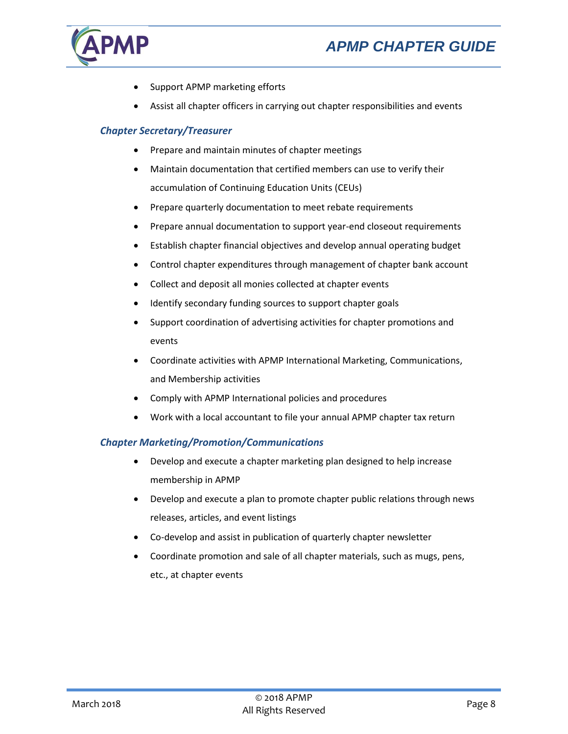- Support APMP marketing efforts
- Assist all chapter officers in carrying out chapter responsibilities and events

### *Chapter Secretary/Treasurer*

- Prepare and maintain minutes of chapter meetings
- Maintain documentation that certified members can use to verify their accumulation of Continuing Education Units (CEUs)
- Prepare quarterly documentation to meet rebate requirements
- Prepare annual documentation to support year-end closeout requirements
- Establish chapter financial objectives and develop annual operating budget
- Control chapter expenditures through management of chapter bank account
- Collect and deposit all monies collected at chapter events
- Identify secondary funding sources to support chapter goals
- Support coordination of advertising activities for chapter promotions and events
- Coordinate activities with APMP International Marketing, Communications, and Membership activities
- Comply with APMP International policies and procedures
- Work with a local accountant to file your annual APMP chapter tax return

### *Chapter Marketing/Promotion/Communications*

- Develop and execute a chapter marketing plan designed to help increase membership in APMP
- Develop and execute a plan to promote chapter public relations through news releases, articles, and event listings
- Co-develop and assist in publication of quarterly chapter newsletter
- Coordinate promotion and sale of all chapter materials, such as mugs, pens, etc., at chapter events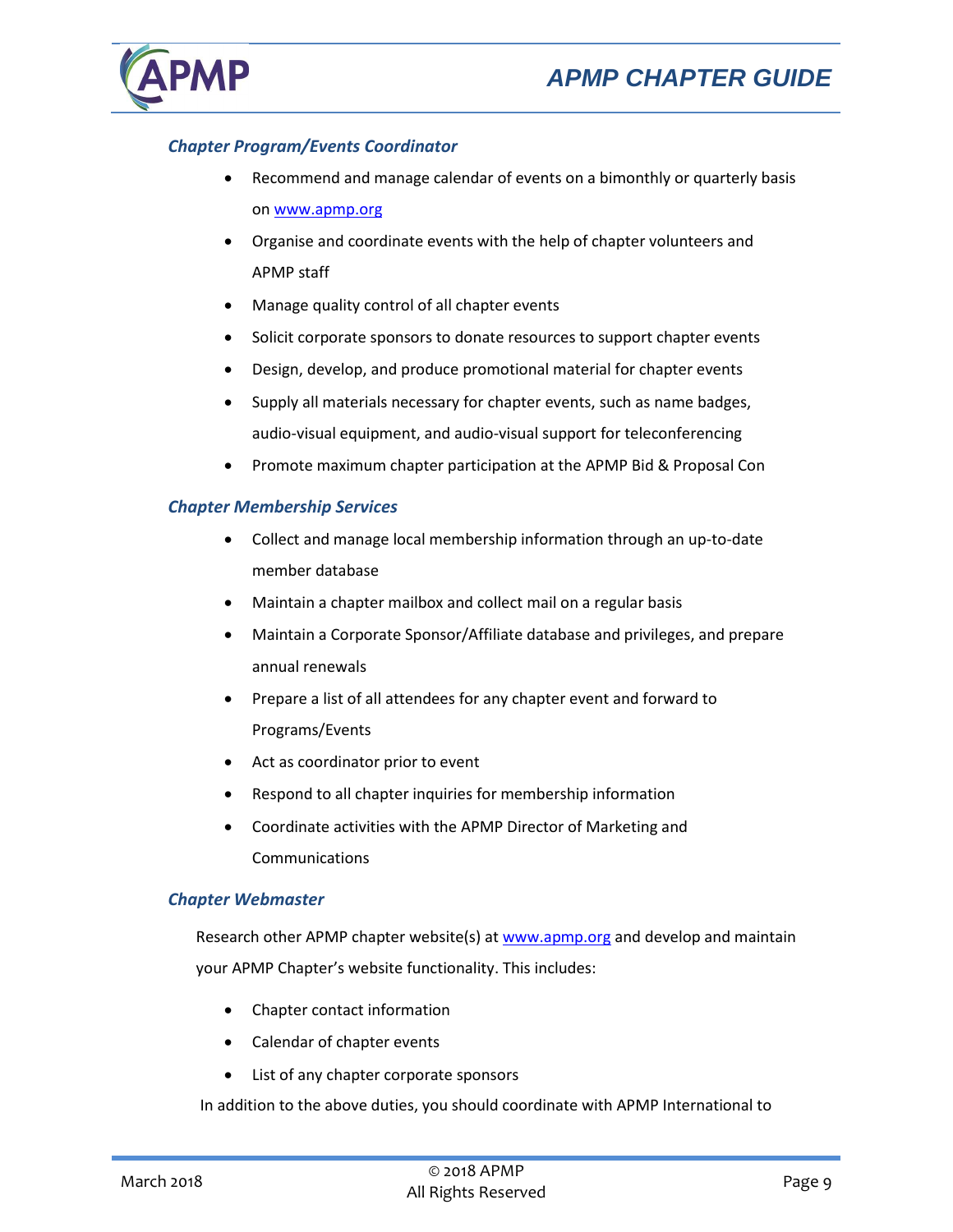### *Chapter Program/Events Coordinator*

- Recommend and manage calendar of events on a bimonthly or quarterly basis on www.apmp.org
- Organise and coordinate events with the help of chapter volunteers and APMP staff
- Manage quality control of all chapter events
- Solicit corporate sponsors to donate resources to support chapter events
- Design, develop, and produce promotional material for chapter events
- Supply all materials necessary for chapter events, such as name badges, audio-visual equipment, and audio-visual support for teleconferencing
- Promote maximum chapter participation at the APMP Bid & Proposal Con

### *Chapter Membership Services*

- Collect and manage local membership information through an up-to-date member database
- Maintain a chapter mailbox and collect mail on a regular basis
- Maintain a Corporate Sponsor/Affiliate database and privileges, and prepare annual renewals
- Prepare a list of all attendees for any chapter event and forward to Programs/Events
- Act as coordinator prior to event
- Respond to all chapter inquiries for membership information
- Coordinate activities with the APMP Director of Marketing and Communications

### *Chapter Webmaster*

Research other APMP chapter website(s) at www.apmp.org and develop and maintain your APMP Chapter's website functionality. This includes:

- Chapter contact information
- Calendar of chapter events
- List of any chapter corporate sponsors

In addition to the above duties, you should coordinate with APMP International to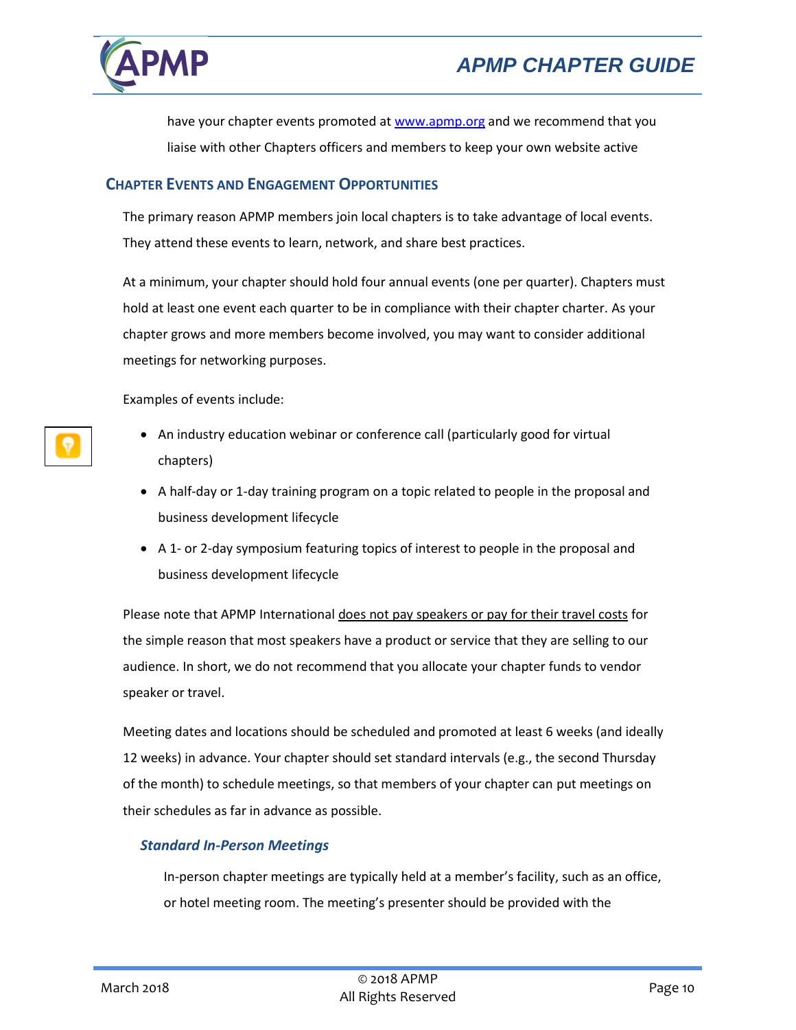have your chapter events promoted at www.apmp.org and we recommend that you liaise with other Chapters officers and members to keep your own website active

## Chapter Events and Engagement Opportunities

The primary reason APMP members join local chapters is to take advantage of local events. They attend these events to learn, network, and share best practices.

At a minimum, your chapter should hold four annual events (one per quarter). Chapters must hold at least one event each quarter to be in compliance with their chapter charter. As your chapter grows and more members become involved, you may want to consider additional meetings for networking purposes.

Examples of events include:

- An industry education webinar or conference call (particularly good for virtual chapters)
- A half-day or 1-day training program on a topic related to people in the proposal and business development lifecycle
- A 1- or 2-day symposium featuring topics of interest to people in the proposal and business development lifecycle

Please note that APMP International does not pay speakers or pay for their travel costs for the simple reason that most speakers have a product or service that they are selling to our audience. In short, we do not recommend that you allocate your chapter funds to vendor speaker or travel.

Meeting dates and locations should be scheduled and promoted at least 6 weeks (and ideally 12 weeks) in advance. Your chapter should set standard intervals (e.g., the second Thursday of the month) to schedule meetings, so that members of your chapter can put meetings on their schedules as far in advance as possible.

### *Standard In-Person Meetings*

In-person chapter meetings are typically held at a member's facility, such as an office, or hotel meeting room. The meeting's presenter should be provided with the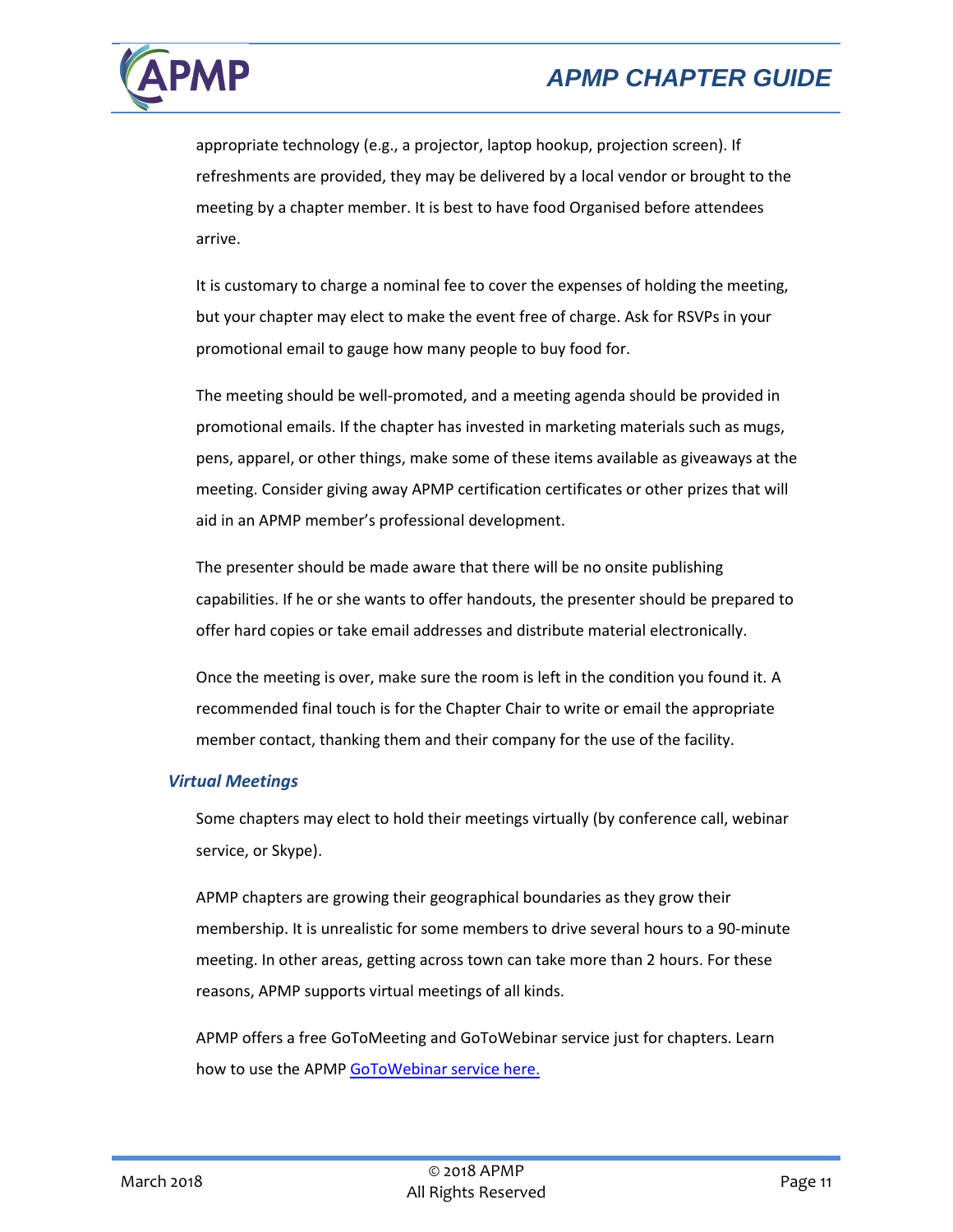appropriate technology (e.g., a projector, laptop hookup, projection screen). If refreshments are provided, they may be delivered by a local vendor or brought to the meeting by a chapter member. It is best to have food Organised before attendees arrive.

It is customary to charge a nominal fee to cover the expenses of holding the meeting, but your chapter may elect to make the event free of charge. Ask for RSVPs in your promotional email to gauge how many people to buy food for.

The meeting should be well-promoted, and a meeting agenda should be provided in promotional emails. If the chapter has invested in marketing materials such as mugs, pens, apparel, or other things, make some of these items available as giveaways at the meeting. Consider giving away APMP certification certificates or other prizes that will aid in an APMP member's professional development.

The presenter should be made aware that there will be no onsite publishing capabilities. If he or she wants to offer handouts, the presenter should be prepared to offer hard copies or take email addresses and distribute material electronically.

Once the meeting is over, make sure the room is left in the condition you found it. A recommended final touch is for the Chapter Chair to write or email the appropriate member contact, thanking them and their company for the use of the facility.

### *Virtual Meetings*

Some chapters may elect to hold their meetings virtually (by conference call, webinar service, or Skype).

APMP chapters are growing their geographical boundaries as they grow their membership. It is unrealistic for some members to drive several hours to a 90-minute meeting. In other areas, getting across town can take more than 2 hours. For these reasons, APMP supports virtual meetings of all kinds.

APMP offers a free GoToMeeting and GoToWebinar service just for chapters. Learn how to use the APMP GoToWebinar service here.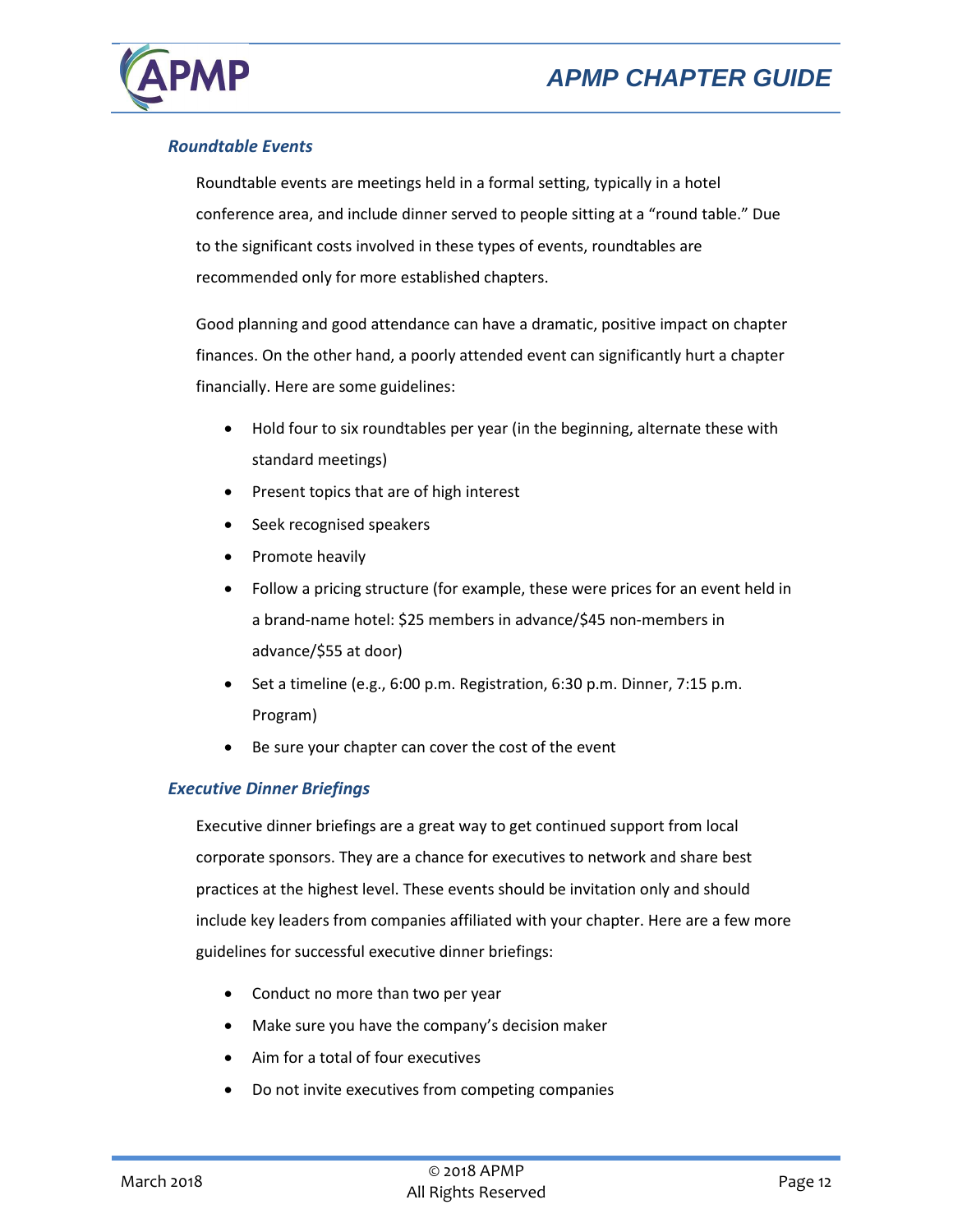### *Roundtable Events*

Roundtable events are meetings held in a formal setting, typically in a hotel conference area, and include dinner served to people sitting at a "round table." Due to the significant costs involved in these types of events, roundtables are recommended only for more established chapters.

Good planning and good attendance can have a dramatic, positive impact on chapter finances. On the other hand, a poorly attended event can significantly hurt a chapter financially. Here are some guidelines:

- Hold four to six roundtables per year (in the beginning, alternate these with standard meetings)
- Present topics that are of high interest
- Seek recognised speakers
- Promote heavily
- Follow a pricing structure (for example, these were prices for an event held in a brand-name hotel: $25 members in advance/$45 non-members in advance/$55 at door)
- Set a timeline (e.g., 6:00 p.m. Registration, 6:30 p.m. Dinner, 7:15 p.m. Program)
- Be sure your chapter can cover the cost of the event

### *Executive Dinner Briefings*

Executive dinner briefings are a great way to get continued support from local corporate sponsors. They are a chance for executives to network and share best practices at the highest level. These events should be invitation only and should include key leaders from companies affiliated with your chapter. Here are a few more guidelines for successful executive dinner briefings:

- Conduct no more than two per year
- Make sure you have the company's decision maker
- Aim for a total of four executives
- Do not invite executives from competing companies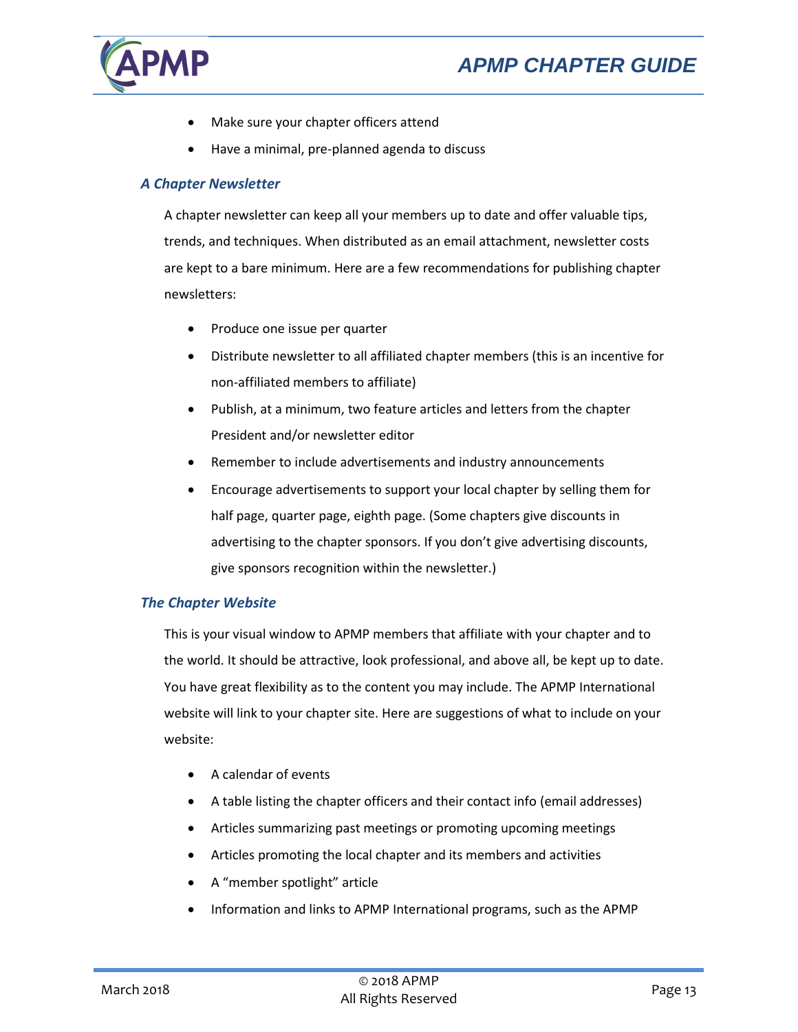- Make sure your chapter officers attend
- Have a minimal, pre-planned agenda to discuss

### *A Chapter Newsletter*

A chapter newsletter can keep all your members up to date and offer valuable tips, trends, and techniques. When distributed as an email attachment, newsletter costs are kept to a bare minimum. Here are a few recommendations for publishing chapter newsletters:

- Produce one issue per quarter
- Distribute newsletter to all affiliated chapter members (this is an incentive for non-affiliated members to affiliate)
- Publish, at a minimum, two feature articles and letters from the chapter President and/or newsletter editor
- Remember to include advertisements and industry announcements
- Encourage advertisements to support your local chapter by selling them for half page, quarter page, eighth page. (Some chapters give discounts in advertising to the chapter sponsors. If you don't give advertising discounts, give sponsors recognition within the newsletter.)

### *The Chapter Website*

This is your visual window to APMP members that affiliate with your chapter and to the world. It should be attractive, look professional, and above all, be kept up to date. You have great flexibility as to the content you may include. The APMP International website will link to your chapter site. Here are suggestions of what to include on your website:

- A calendar of events
- A table listing the chapter officers and their contact info (email addresses)
- Articles summarizing past meetings or promoting upcoming meetings
- Articles promoting the local chapter and its members and activities
- A "member spotlight" article
- Information and links to APMP International programs, such as the APMP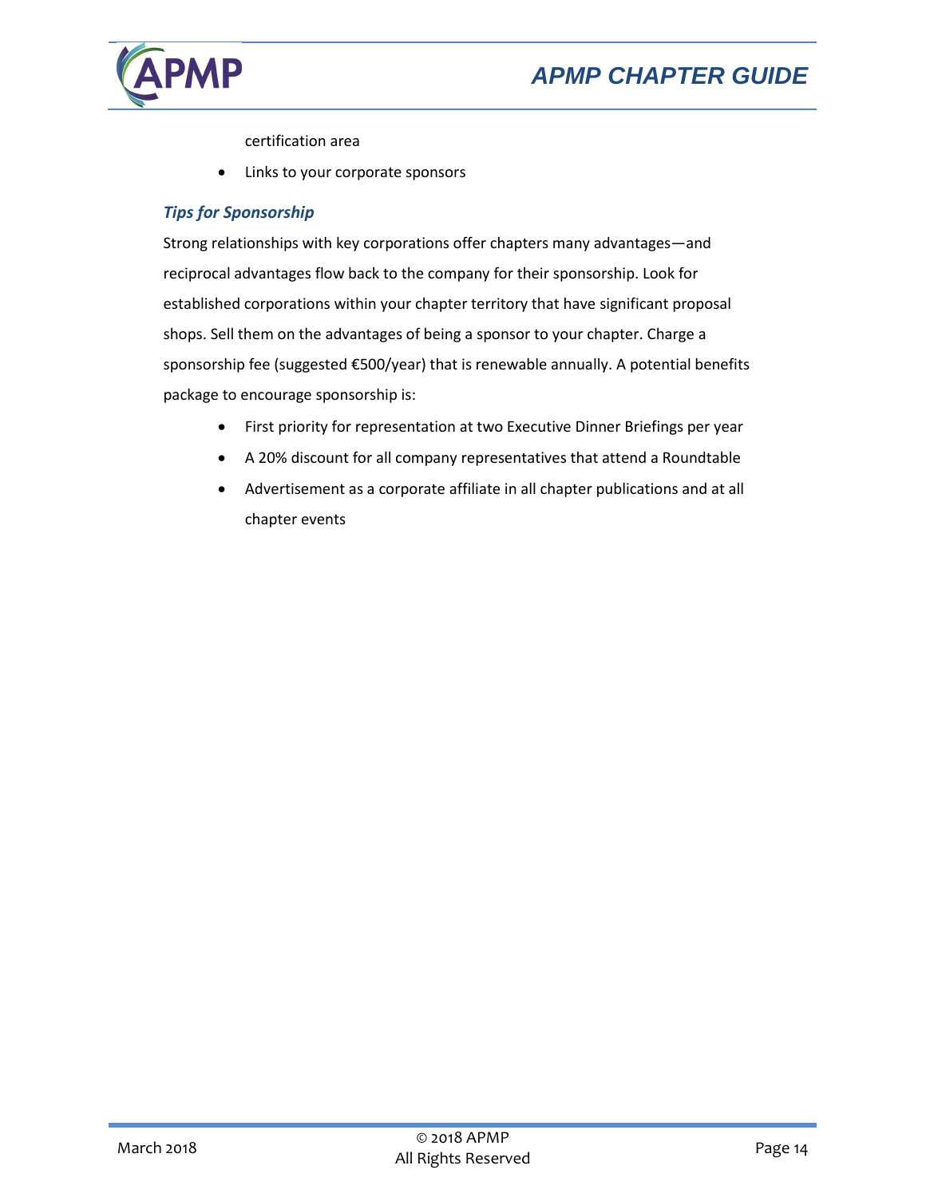certification area

- Links to your corporate sponsors

### *Tips for Sponsorship*

Strong relationships with key corporations offer chapters many advantages—and reciprocal advantages flow back to the company for their sponsorship. Look for established corporations within your chapter territory that have significant proposal shops. Sell them on the advantages of being a sponsor to your chapter. Charge a sponsorship fee (suggested €500/year) that is renewable annually. A potential benefits package to encourage sponsorship is:

- First priority for representation at two Executive Dinner Briefings per year
- A 20% discount for all company representatives that attend a Roundtable
- Advertisement as a corporate affiliate in all chapter publications and at all chapter events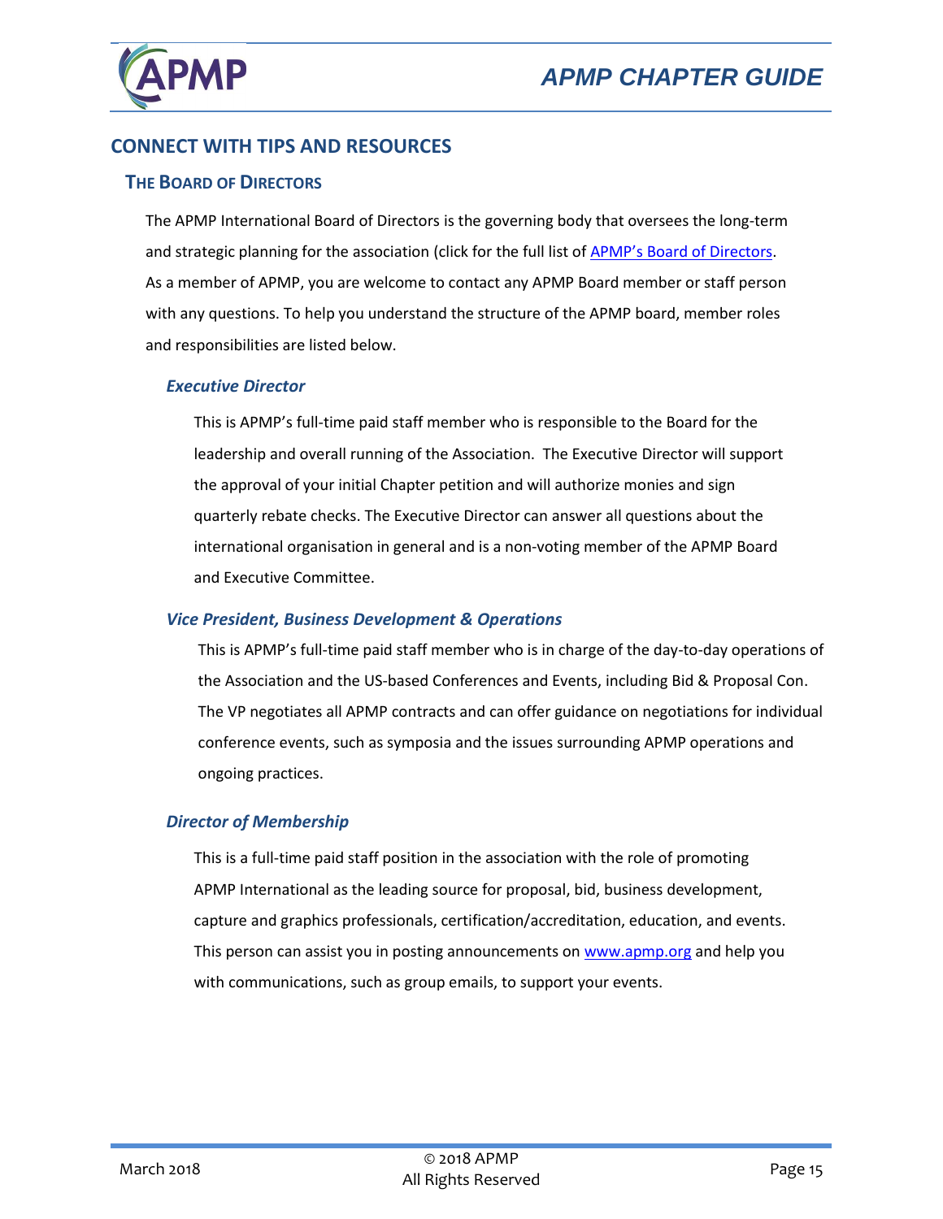## CONNECT WITH TIPS AND RESOURCES

### The Board of Directors

The APMP International Board of Directors is the governing body that oversees the long-term and strategic planning for the association (click for the full list of APMP's Board of Directors. As a member of APMP, you are welcome to contact any APMP Board member or staff person with any questions. To help you understand the structure of the APMP board, member roles and responsibilities are listed below.

#### *Executive Director*

This is APMP's full-time paid staff member who is responsible to the Board for the leadership and overall running of the Association. The Executive Director will support the approval of your initial Chapter petition and will authorize monies and sign quarterly rebate checks. The Executive Director can answer all questions about the international organisation in general and is a non-voting member of the APMP Board and Executive Committee.

#### *Vice President, Business Development & Operations*

This is APMP's full-time paid staff member who is in charge of the day-to-day operations of the Association and the US-based Conferences and Events, including Bid & Proposal Con. The VP negotiates all APMP contracts and can offer guidance on negotiations for individual conference events, such as symposia and the issues surrounding APMP operations and ongoing practices.

#### *Director of Membership*

This is a full-time paid staff position in the association with the role of promoting APMP International as the leading source for proposal, bid, business development, capture and graphics professionals, certification/accreditation, education, and events. This person can assist you in posting announcements on www.apmp.org and help you with communications, such as group emails, to support your events.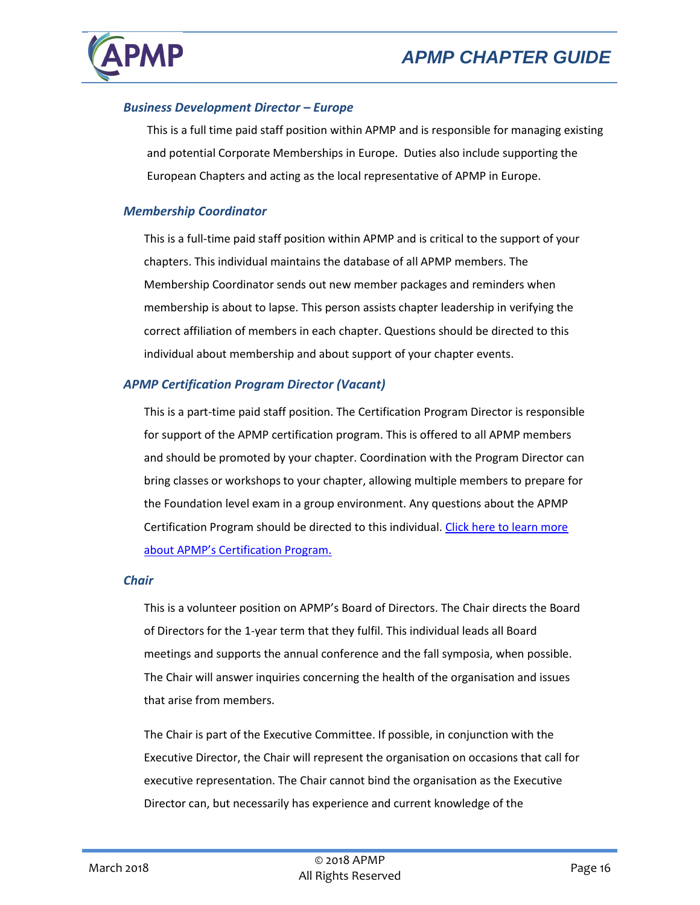### *Business Development Director – Europe*

This is a full time paid staff position within APMP and is responsible for managing existing and potential Corporate Memberships in Europe. Duties also include supporting the European Chapters and acting as the local representative of APMP in Europe.

### *Membership Coordinator*

This is a full-time paid staff position within APMP and is critical to the support of your chapters. This individual maintains the database of all APMP members. The Membership Coordinator sends out new member packages and reminders when membership is about to lapse. This person assists chapter leadership in verifying the correct affiliation of members in each chapter. Questions should be directed to this individual about membership and about support of your chapter events.

### *APMP Certification Program Director (Vacant)*

This is a part-time paid staff position. The Certification Program Director is responsible for support of the APMP certification program. This is offered to all APMP members and should be promoted by your chapter. Coordination with the Program Director can bring classes or workshops to your chapter, allowing multiple members to prepare for the Foundation level exam in a group environment. Any questions about the APMP Certification Program should be directed to this individual. Click here to learn more about APMP's Certification Program.

### *Chair*

This is a volunteer position on APMP's Board of Directors. The Chair directs the Board of Directors for the 1-year term that they fulfil. This individual leads all Board meetings and supports the annual conference and the fall symposia, when possible. The Chair will answer inquiries concerning the health of the organisation and issues that arise from members.

The Chair is part of the Executive Committee. If possible, in conjunction with the Executive Director, the Chair will represent the organisation on occasions that call for executive representation. The Chair cannot bind the organisation as the Executive Director can, but necessarily has experience and current knowledge of the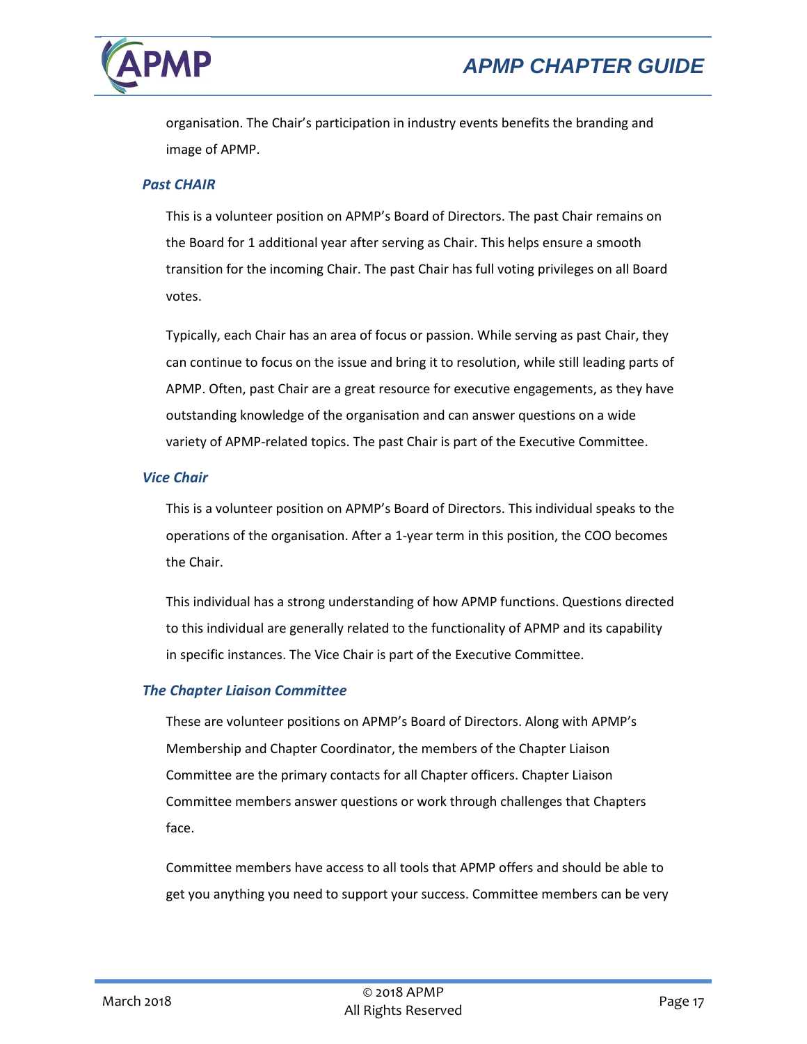organisation. The Chair's participation in industry events benefits the branding and image of APMP.

### *Past CHAIR*

This is a volunteer position on APMP's Board of Directors. The past Chair remains on the Board for 1 additional year after serving as Chair. This helps ensure a smooth transition for the incoming Chair. The past Chair has full voting privileges on all Board votes.

Typically, each Chair has an area of focus or passion. While serving as past Chair, they can continue to focus on the issue and bring it to resolution, while still leading parts of APMP. Often, past Chair are a great resource for executive engagements, as they have outstanding knowledge of the organisation and can answer questions on a wide variety of APMP-related topics. The past Chair is part of the Executive Committee.

### *Vice Chair*

This is a volunteer position on APMP's Board of Directors. This individual speaks to the operations of the organisation. After a 1-year term in this position, the COO becomes the Chair.

This individual has a strong understanding of how APMP functions. Questions directed to this individual are generally related to the functionality of APMP and its capability in specific instances. The Vice Chair is part of the Executive Committee.

### *The Chapter Liaison Committee*

These are volunteer positions on APMP's Board of Directors. Along with APMP's Membership and Chapter Coordinator, the members of the Chapter Liaison Committee are the primary contacts for all Chapter officers. Chapter Liaison Committee members answer questions or work through challenges that Chapters face.

Committee members have access to all tools that APMP offers and should be able to get you anything you need to support your success. Committee members can be very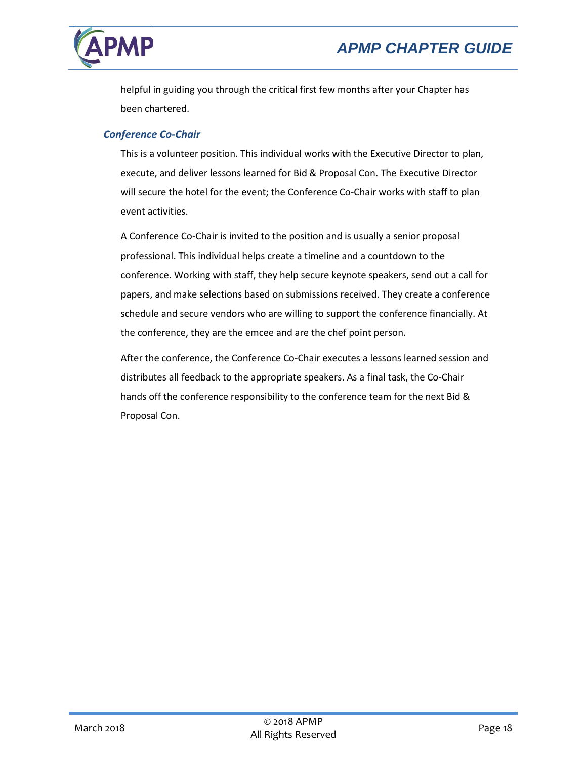helpful in guiding you through the critical first few months after your Chapter has been chartered.

### *Conference Co-Chair*

This is a volunteer position. This individual works with the Executive Director to plan, execute, and deliver lessons learned for Bid & Proposal Con. The Executive Director will secure the hotel for the event; the Conference Co-Chair works with staff to plan event activities.

A Conference Co-Chair is invited to the position and is usually a senior proposal professional. This individual helps create a timeline and a countdown to the conference. Working with staff, they help secure keynote speakers, send out a call for papers, and make selections based on submissions received. They create a conference schedule and secure vendors who are willing to support the conference financially. At the conference, they are the emcee and are the chef point person.

After the conference, the Conference Co-Chair executes a lessons learned session and distributes all feedback to the appropriate speakers. As a final task, the Co-Chair hands off the conference responsibility to the conference team for the next Bid & Proposal Con.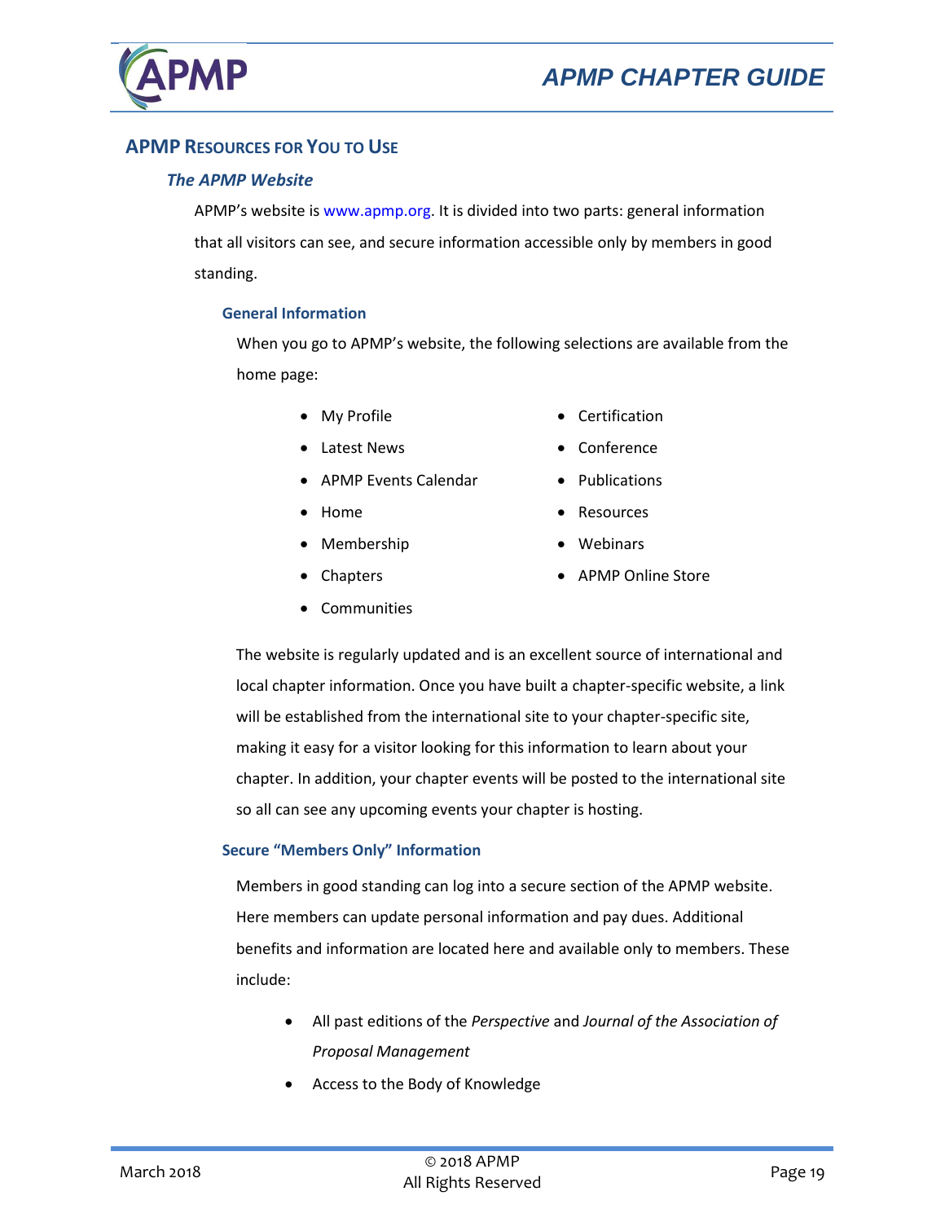## APMP Resources for You to Use

### *The APMP Website*

APMP's website is www.apmp.org. It is divided into two parts: general information that all visitors can see, and secure information accessible only by members in good standing.

#### General Information

When you go to APMP's website, the following selections are available from the home page:

- My Profile
- Latest News
- APMP Events Calendar
- Home
- Membership
- Chapters
- Communities
- Certification
- Conference
- Publications
- Resources
- Webinars
- APMP Online Store

The website is regularly updated and is an excellent source of international and local chapter information. Once you have built a chapter-specific website, a link will be established from the international site to your chapter-specific site, making it easy for a visitor looking for this information to learn about your chapter. In addition, your chapter events will be posted to the international site so all can see any upcoming events your chapter is hosting.

#### Secure "Members Only" Information

Members in good standing can log into a secure section of the APMP website. Here members can update personal information and pay dues. Additional benefits and information are located here and available only to members. These include:

- All past editions of the *Perspective* and *Journal of the Association of Proposal Management*
- Access to the Body of Knowledge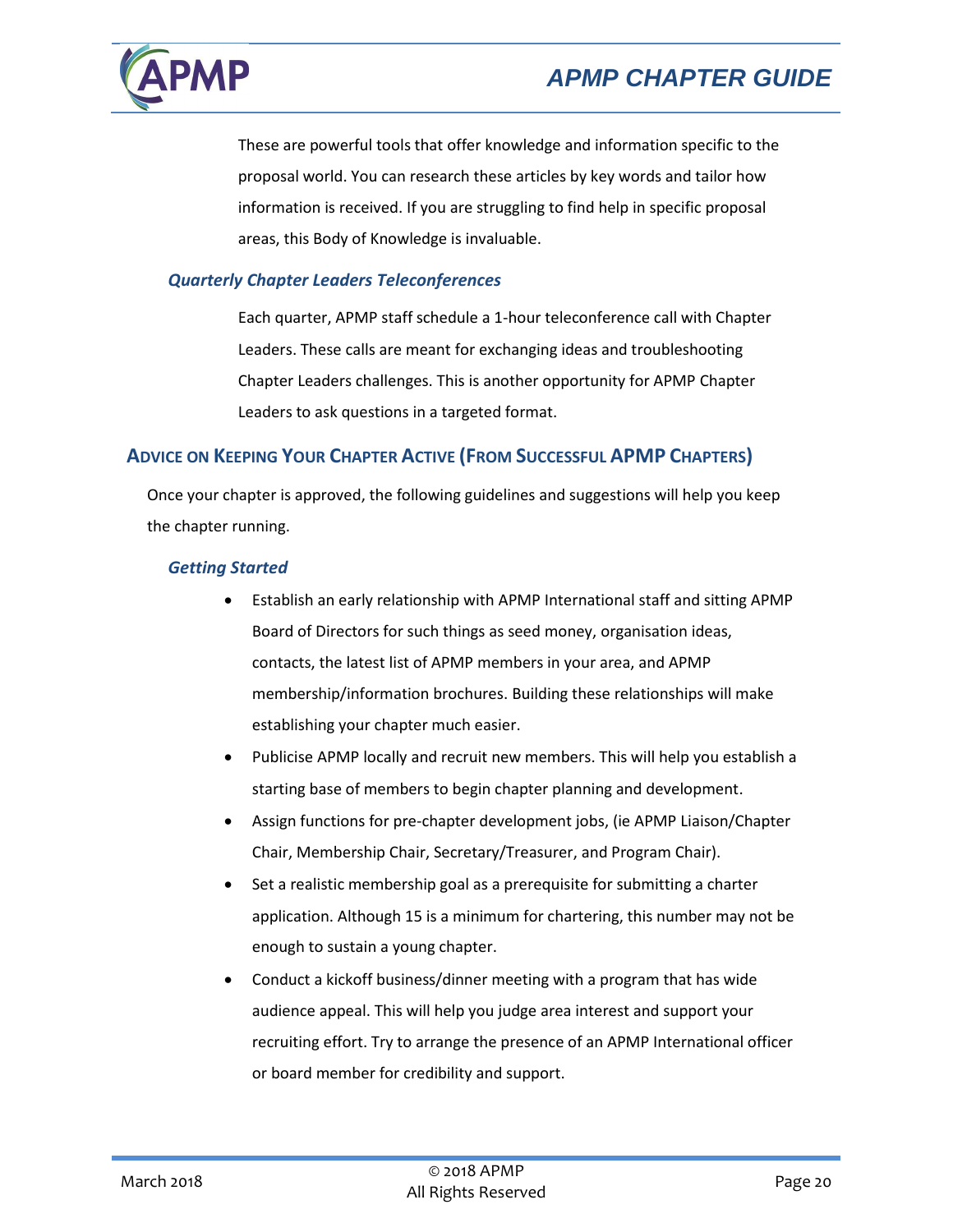These are powerful tools that offer knowledge and information specific to the proposal world. You can research these articles by key words and tailor how information is received. If you are struggling to find help in specific proposal areas, this Body of Knowledge is invaluable.

### *Quarterly Chapter Leaders Teleconferences*

Each quarter, APMP staff schedule a 1-hour teleconference call with Chapter Leaders. These calls are meant for exchanging ideas and troubleshooting Chapter Leaders challenges. This is another opportunity for APMP Chapter Leaders to ask questions in a targeted format.

## Advice on Keeping Your Chapter Active (From Successful APMP Chapters)

Once your chapter is approved, the following guidelines and suggestions will help you keep the chapter running.

### *Getting Started*

- Establish an early relationship with APMP International staff and sitting APMP Board of Directors for such things as seed money, organisation ideas, contacts, the latest list of APMP members in your area, and APMP membership/information brochures. Building these relationships will make establishing your chapter much easier.
- Publicise APMP locally and recruit new members. This will help you establish a starting base of members to begin chapter planning and development.
- Assign functions for pre-chapter development jobs, (ie APMP Liaison/Chapter Chair, Membership Chair, Secretary/Treasurer, and Program Chair).
- Set a realistic membership goal as a prerequisite for submitting a charter application. Although 15 is a minimum for chartering, this number may not be enough to sustain a young chapter.
- Conduct a kickoff business/dinner meeting with a program that has wide audience appeal. This will help you judge area interest and support your recruiting effort. Try to arrange the presence of an APMP International officer or board member for credibility and support.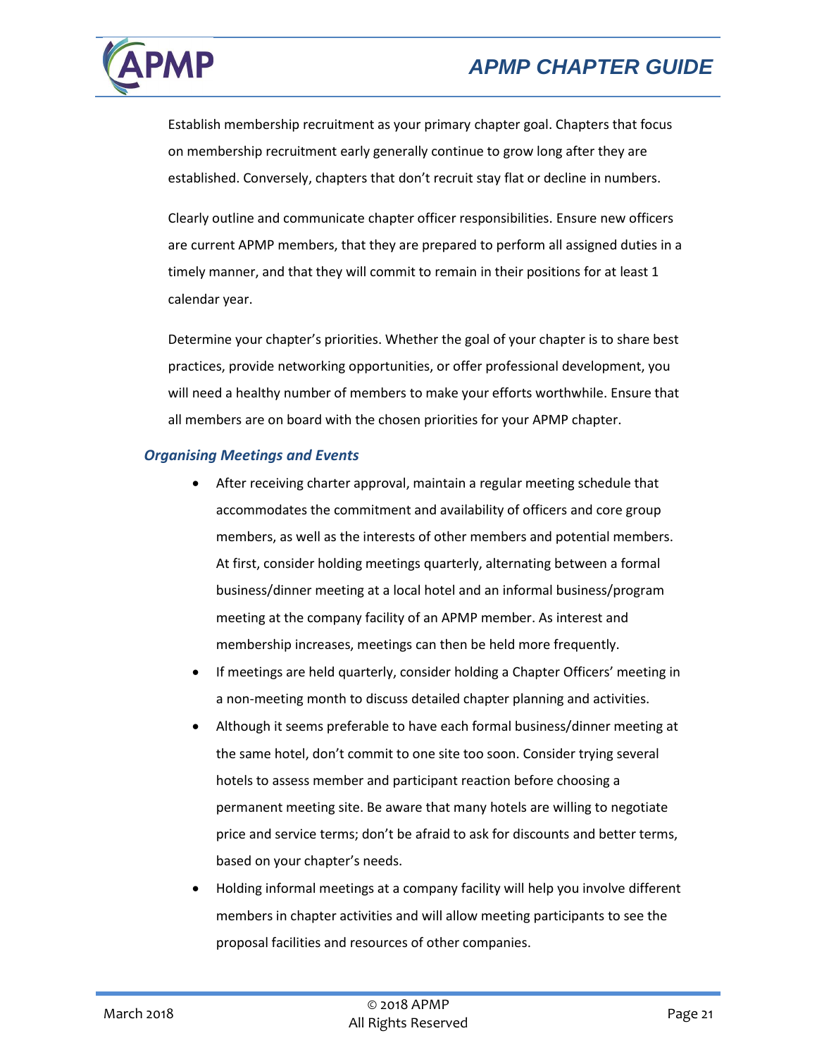Establish membership recruitment as your primary chapter goal. Chapters that focus on membership recruitment early generally continue to grow long after they are established. Conversely, chapters that don't recruit stay flat or decline in numbers.

Clearly outline and communicate chapter officer responsibilities. Ensure new officers are current APMP members, that they are prepared to perform all assigned duties in a timely manner, and that they will commit to remain in their positions for at least 1 calendar year.

Determine your chapter's priorities. Whether the goal of your chapter is to share best practices, provide networking opportunities, or offer professional development, you will need a healthy number of members to make your efforts worthwhile. Ensure that all members are on board with the chosen priorities for your APMP chapter.

### *Organising Meetings and Events*

- After receiving charter approval, maintain a regular meeting schedule that accommodates the commitment and availability of officers and core group members, as well as the interests of other members and potential members. At first, consider holding meetings quarterly, alternating between a formal business/dinner meeting at a local hotel and an informal business/program meeting at the company facility of an APMP member. As interest and membership increases, meetings can then be held more frequently.
- If meetings are held quarterly, consider holding a Chapter Officers' meeting in a non-meeting month to discuss detailed chapter planning and activities.
- Although it seems preferable to have each formal business/dinner meeting at the same hotel, don't commit to one site too soon. Consider trying several hotels to assess member and participant reaction before choosing a permanent meeting site. Be aware that many hotels are willing to negotiate price and service terms; don't be afraid to ask for discounts and better terms, based on your chapter's needs.
- Holding informal meetings at a company facility will help you involve different members in chapter activities and will allow meeting participants to see the proposal facilities and resources of other companies.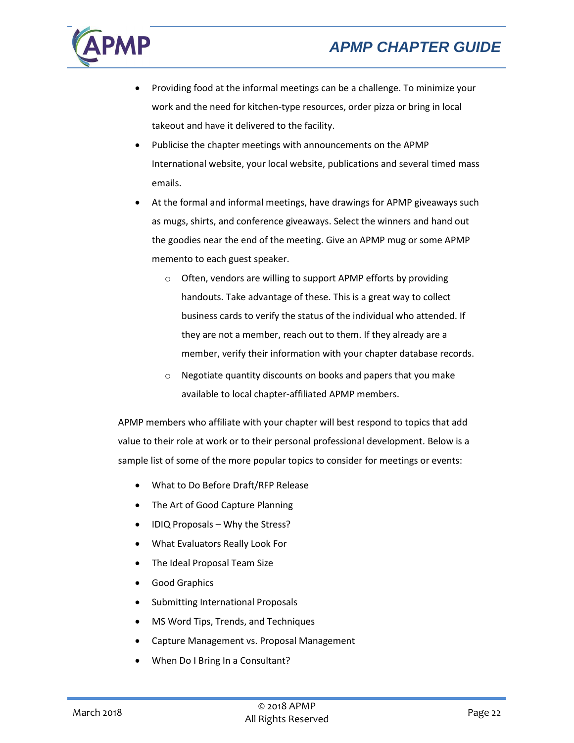- Providing food at the informal meetings can be a challenge. To minimize your work and the need for kitchen-type resources, order pizza or bring in local takeout and have it delivered to the facility.
- Publicise the chapter meetings with announcements on the APMP International website, your local website, publications and several timed mass emails.
- At the formal and informal meetings, have drawings for APMP giveaways such as mugs, shirts, and conference giveaways. Select the winners and hand out the goodies near the end of the meeting. Give an APMP mug or some APMP memento to each guest speaker.
  - Often, vendors are willing to support APMP efforts by providing handouts. Take advantage of these. This is a great way to collect business cards to verify the status of the individual who attended. If they are not a member, reach out to them. If they already are a member, verify their information with your chapter database records.
  - Negotiate quantity discounts on books and papers that you make available to local chapter-affiliated APMP members.

APMP members who affiliate with your chapter will best respond to topics that add value to their role at work or to their personal professional development. Below is a sample list of some of the more popular topics to consider for meetings or events:

- What to Do Before Draft/RFP Release
- The Art of Good Capture Planning
- IDIQ Proposals – Why the Stress?
- What Evaluators Really Look For
- The Ideal Proposal Team Size
- Good Graphics
- Submitting International Proposals
- MS Word Tips, Trends, and Techniques
- Capture Management vs. Proposal Management
- When Do I Bring In a Consultant?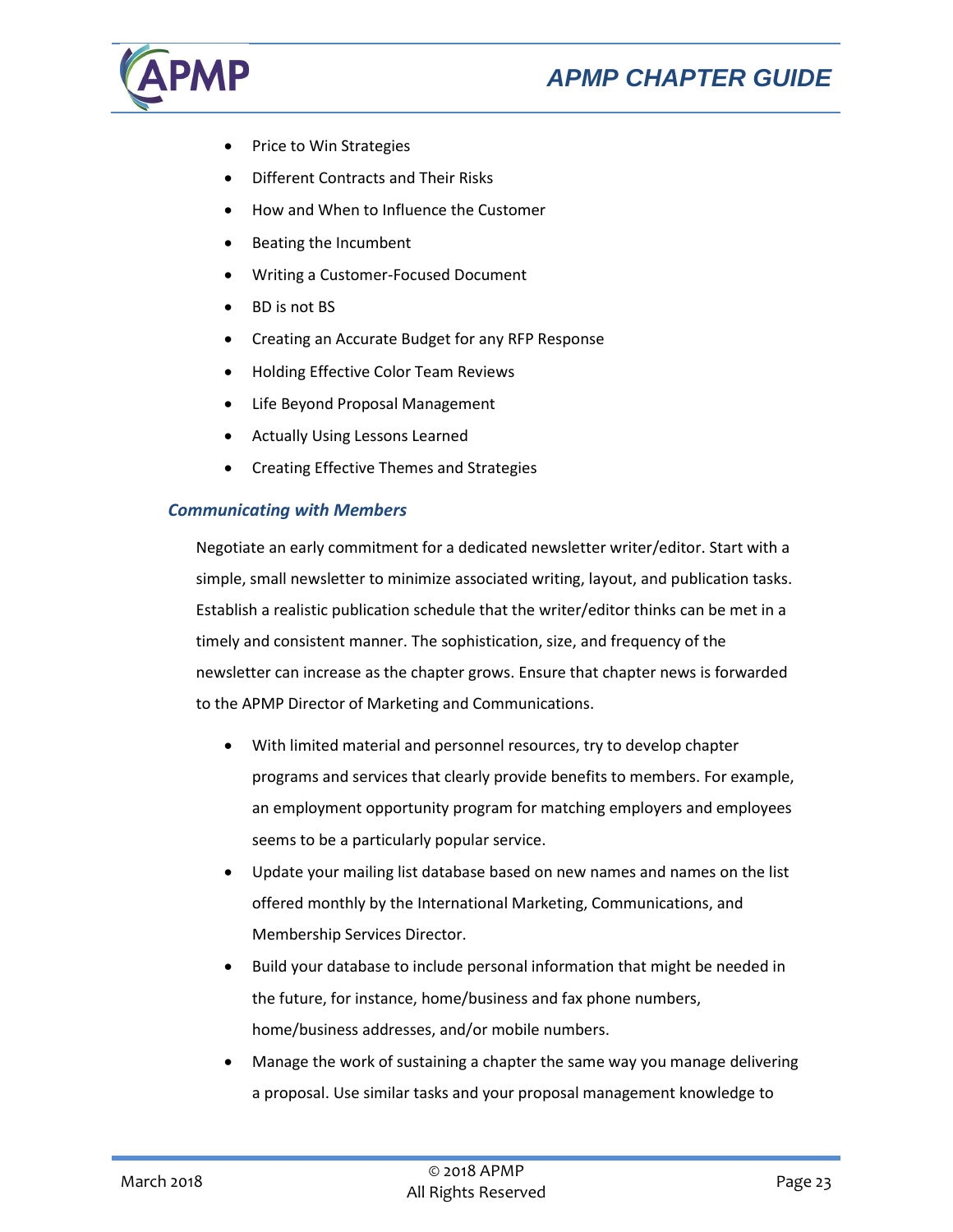- Price to Win Strategies
- Different Contracts and Their Risks
- How and When to Influence the Customer
- Beating the Incumbent
- Writing a Customer-Focused Document
- BD is not BS
- Creating an Accurate Budget for any RFP Response
- Holding Effective Color Team Reviews
- Life Beyond Proposal Management
- Actually Using Lessons Learned
- Creating Effective Themes and Strategies

### *Communicating with Members*

Negotiate an early commitment for a dedicated newsletter writer/editor. Start with a simple, small newsletter to minimize associated writing, layout, and publication tasks. Establish a realistic publication schedule that the writer/editor thinks can be met in a timely and consistent manner. The sophistication, size, and frequency of the newsletter can increase as the chapter grows. Ensure that chapter news is forwarded to the APMP Director of Marketing and Communications.

- With limited material and personnel resources, try to develop chapter programs and services that clearly provide benefits to members. For example, an employment opportunity program for matching employers and employees seems to be a particularly popular service.
- Update your mailing list database based on new names and names on the list offered monthly by the International Marketing, Communications, and Membership Services Director.
- Build your database to include personal information that might be needed in the future, for instance, home/business and fax phone numbers, home/business addresses, and/or mobile numbers.
- Manage the work of sustaining a chapter the same way you manage delivering a proposal. Use similar tasks and your proposal management knowledge to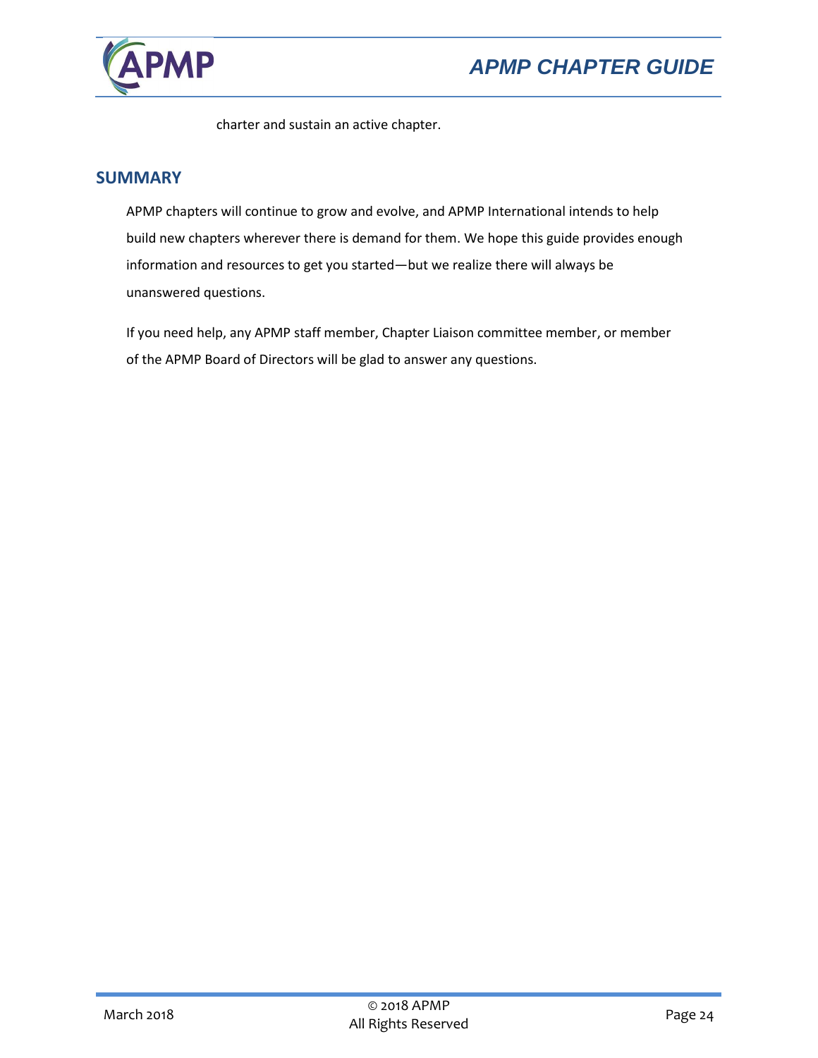charter and sustain an active chapter.

## SUMMARY

APMP chapters will continue to grow and evolve, and APMP International intends to help build new chapters wherever there is demand for them. We hope this guide provides enough information and resources to get you started—but we realize there will always be unanswered questions.

If you need help, any APMP staff member, Chapter Liaison committee member, or member of the APMP Board of Directors will be glad to answer any questions.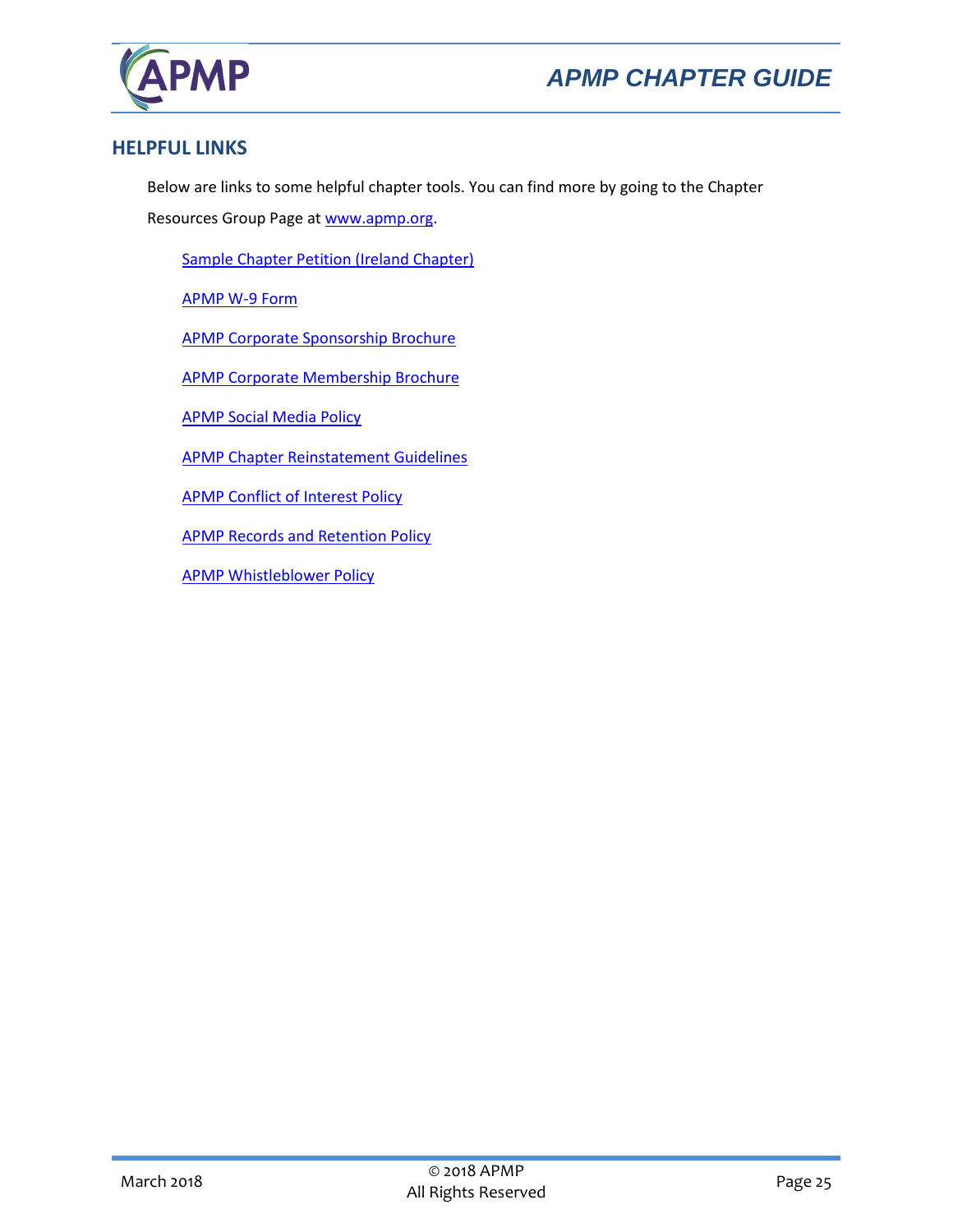## HELPFUL LINKS

Below are links to some helpful chapter tools. You can find more by going to the Chapter Resources Group Page at www.apmp.org.

- Sample Chapter Petition (Ireland Chapter)
- APMP W-9 Form
- APMP Corporate Sponsorship Brochure
- APMP Corporate Membership Brochure
- APMP Social Media Policy
- APMP Chapter Reinstatement Guidelines
- APMP Conflict of Interest Policy
- APMP Records and Retention Policy
- APMP Whistleblower Policy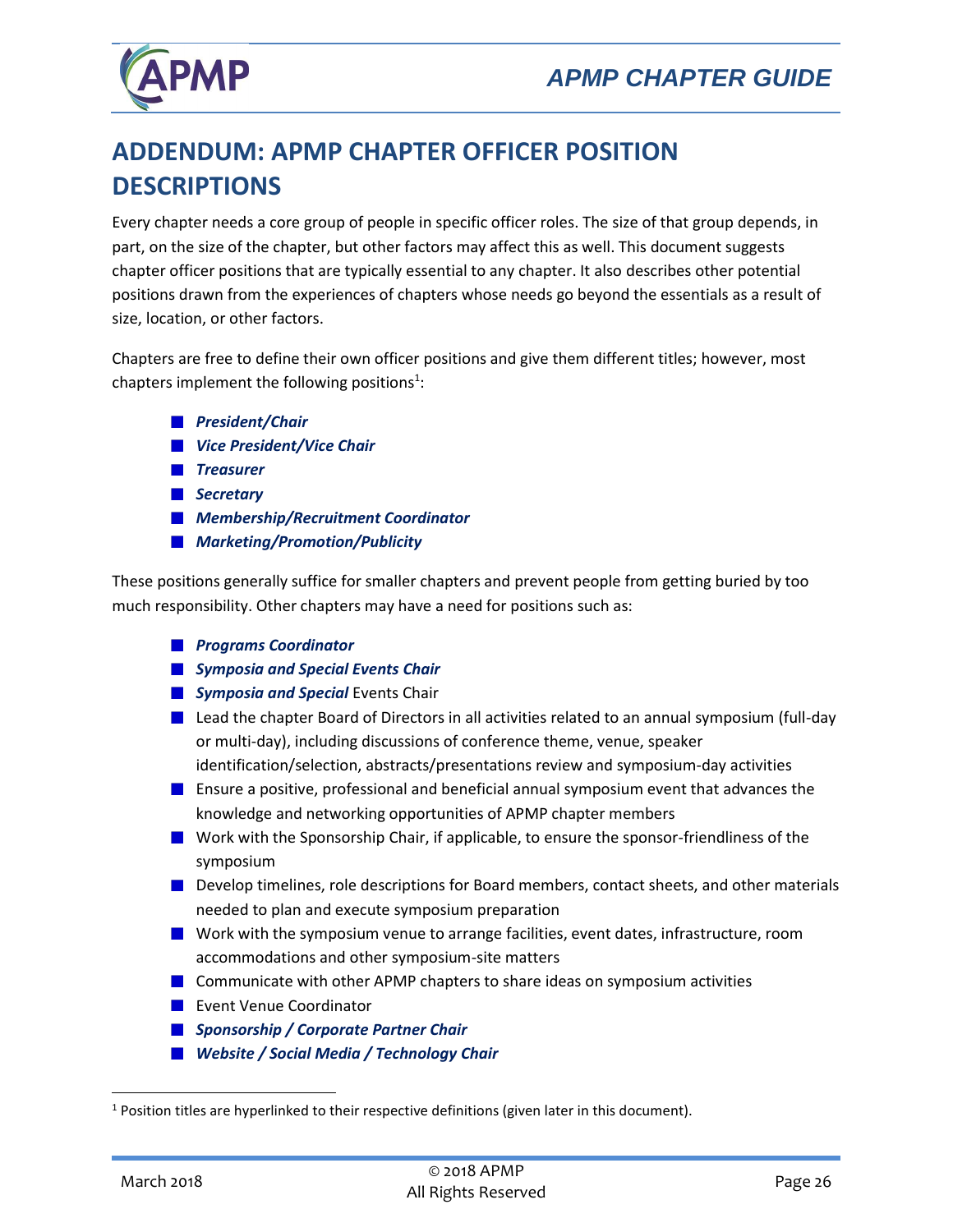# ADDENDUM: APMP CHAPTER OFFICER POSITION DESCRIPTIONS

Every chapter needs a core group of people in specific officer roles. The size of that group depends, in part, on the size of the chapter, but other factors may affect this as well. This document suggests chapter officer positions that are typically essential to any chapter. It also describes other potential positions drawn from the experiences of chapters whose needs go beyond the essentials as a result of size, location, or other factors.

Chapters are free to define their own officer positions and give them different titles; however, most chapters implement the following positions[1]:

- ***President/Chair***
- ***Vice President/Vice Chair***
- ***Treasurer***
- ***Secretary***
- ***Membership/Recruitment Coordinator***
- ***Marketing/Promotion/Publicity***

These positions generally suffice for smaller chapters and prevent people from getting buried by too much responsibility. Other chapters may have a need for positions such as:

- ***Programs Coordinator***
- ***Symposia and Special Events Chair***
- ***Symposia and Special*** Events Chair
- Lead the chapter Board of Directors in all activities related to an annual symposium (full-day or multi-day), including discussions of conference theme, venue, speaker identification/selection, abstracts/presentations review and symposium-day activities
- Ensure a positive, professional and beneficial annual symposium event that advances the knowledge and networking opportunities of APMP chapter members
- Work with the Sponsorship Chair, if applicable, to ensure the sponsor-friendliness of the symposium
- Develop timelines, role descriptions for Board members, contact sheets, and other materials needed to plan and execute symposium preparation
- Work with the symposium venue to arrange facilities, event dates, infrastructure, room accommodations and other symposium-site matters
- Communicate with other APMP chapters to share ideas on symposium activities
- Event Venue Coordinator
- ***Sponsorship / Corporate Partner Chair***
- ***Website / Social Media / Technology Chair***

[1] Position titles are hyperlinked to their respective definitions (given later in this document).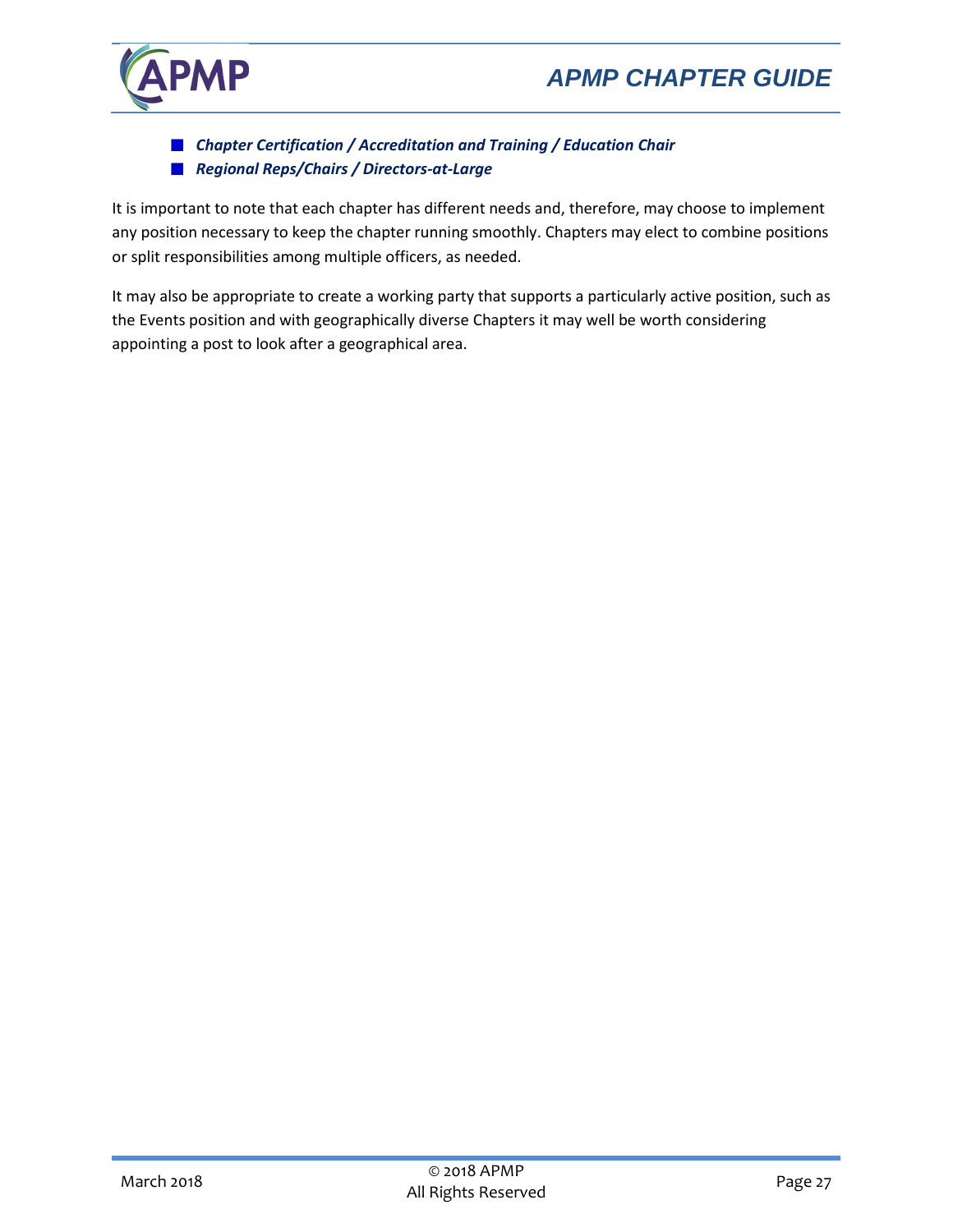- ***Chapter Certification / Accreditation and Training / Education Chair***
- ***Regional Reps/Chairs / Directors-at-Large***

It is important to note that each chapter has different needs and, therefore, may choose to implement any position necessary to keep the chapter running smoothly. Chapters may elect to combine positions or split responsibilities among multiple officers, as needed.

It may also be appropriate to create a working party that supports a particularly active position, such as the Events position and with geographically diverse Chapters it may well be worth considering appointing a post to look after a geographical area.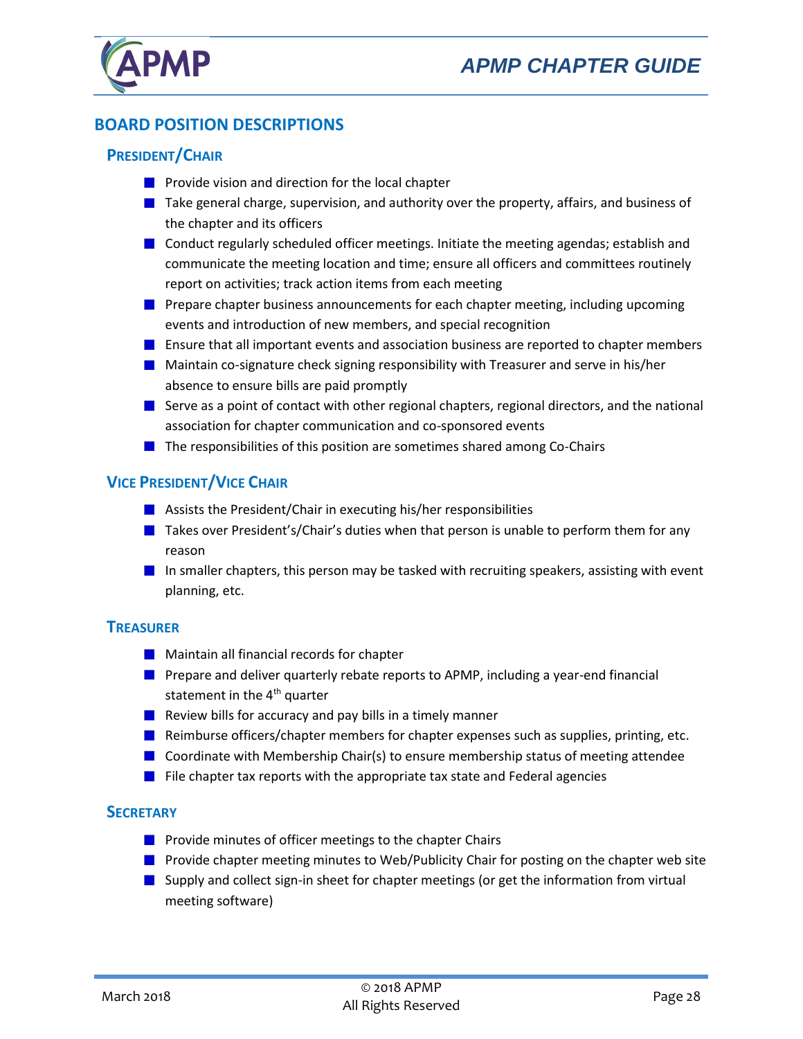## BOARD POSITION DESCRIPTIONS

### PRESIDENT/CHAIR

- Provide vision and direction for the local chapter
- Take general charge, supervision, and authority over the property, affairs, and business of the chapter and its officers
- Conduct regularly scheduled officer meetings. Initiate the meeting agendas; establish and communicate the meeting location and time; ensure all officers and committees routinely report on activities; track action items from each meeting
- Prepare chapter business announcements for each chapter meeting, including upcoming events and introduction of new members, and special recognition
- Ensure that all important events and association business are reported to chapter members
- Maintain co-signature check signing responsibility with Treasurer and serve in his/her absence to ensure bills are paid promptly
- Serve as a point of contact with other regional chapters, regional directors, and the national association for chapter communication and co-sponsored events
- The responsibilities of this position are sometimes shared among Co-Chairs

### VICE PRESIDENT/VICE CHAIR

- Assists the President/Chair in executing his/her responsibilities
- Takes over President's/Chair's duties when that person is unable to perform them for any reason
- In smaller chapters, this person may be tasked with recruiting speakers, assisting with event planning, etc.

### TREASURER

- Maintain all financial records for chapter
- Prepare and deliver quarterly rebate reports to APMP, including a year-end financial statement in the 4th quarter
- Review bills for accuracy and pay bills in a timely manner
- Reimburse officers/chapter members for chapter expenses such as supplies, printing, etc.
- Coordinate with Membership Chair(s) to ensure membership status of meeting attendee
- File chapter tax reports with the appropriate tax state and Federal agencies

### SECRETARY

- Provide minutes of officer meetings to the chapter Chairs
- Provide chapter meeting minutes to Web/Publicity Chair for posting on the chapter web site
- Supply and collect sign-in sheet for chapter meetings (or get the information from virtual meeting software)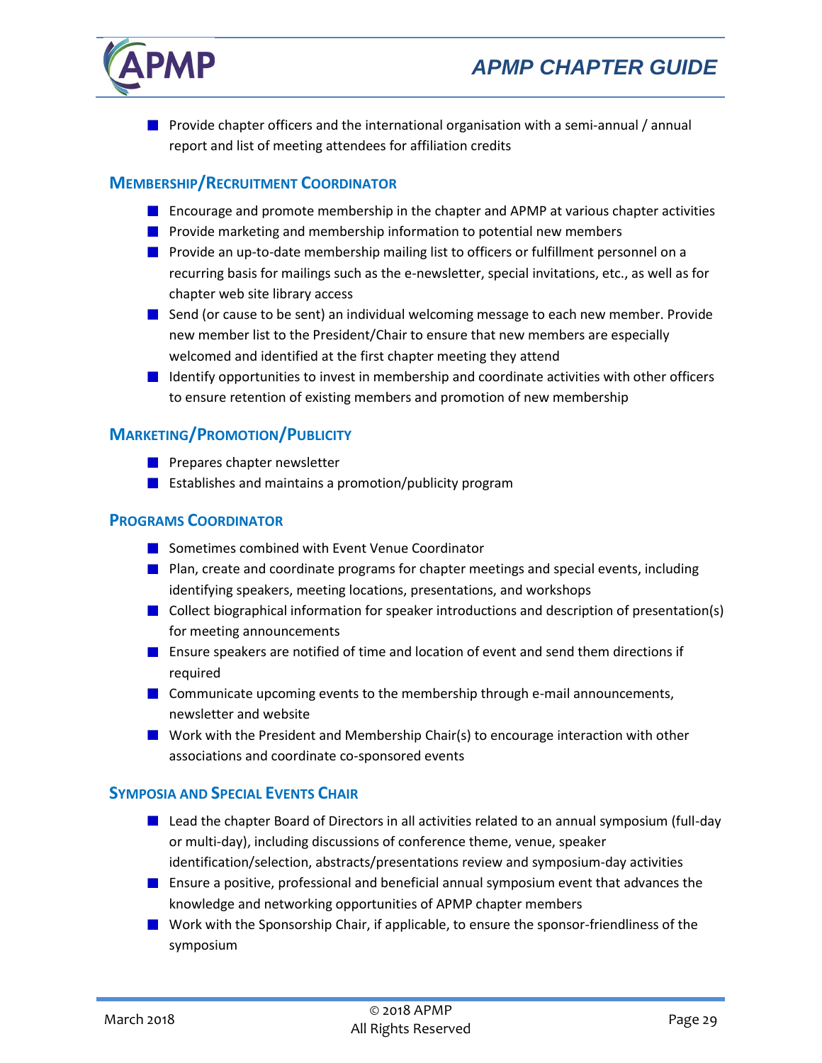- Provide chapter officers and the international organisation with a semi-annual / annual report and list of meeting attendees for affiliation credits

### Membership/Recruitment Coordinator

- Encourage and promote membership in the chapter and APMP at various chapter activities
- Provide marketing and membership information to potential new members
- Provide an up-to-date membership mailing list to officers or fulfillment personnel on a recurring basis for mailings such as the e-newsletter, special invitations, etc., as well as for chapter web site library access
- Send (or cause to be sent) an individual welcoming message to each new member. Provide new member list to the President/Chair to ensure that new members are especially welcomed and identified at the first chapter meeting they attend
- Identify opportunities to invest in membership and coordinate activities with other officers to ensure retention of existing members and promotion of new membership

### Marketing/Promotion/Publicity

- Prepares chapter newsletter
- Establishes and maintains a promotion/publicity program

### Programs Coordinator

- Sometimes combined with Event Venue Coordinator
- Plan, create and coordinate programs for chapter meetings and special events, including identifying speakers, meeting locations, presentations, and workshops
- Collect biographical information for speaker introductions and description of presentation(s) for meeting announcements
- Ensure speakers are notified of time and location of event and send them directions if required
- Communicate upcoming events to the membership through e-mail announcements, newsletter and website
- Work with the President and Membership Chair(s) to encourage interaction with other associations and coordinate co-sponsored events

### Symposia and Special Events Chair

- Lead the chapter Board of Directors in all activities related to an annual symposium (full-day or multi-day), including discussions of conference theme, venue, speaker identification/selection, abstracts/presentations review and symposium-day activities
- Ensure a positive, professional and beneficial annual symposium event that advances the knowledge and networking opportunities of APMP chapter members
- Work with the Sponsorship Chair, if applicable, to ensure the sponsor-friendliness of the symposium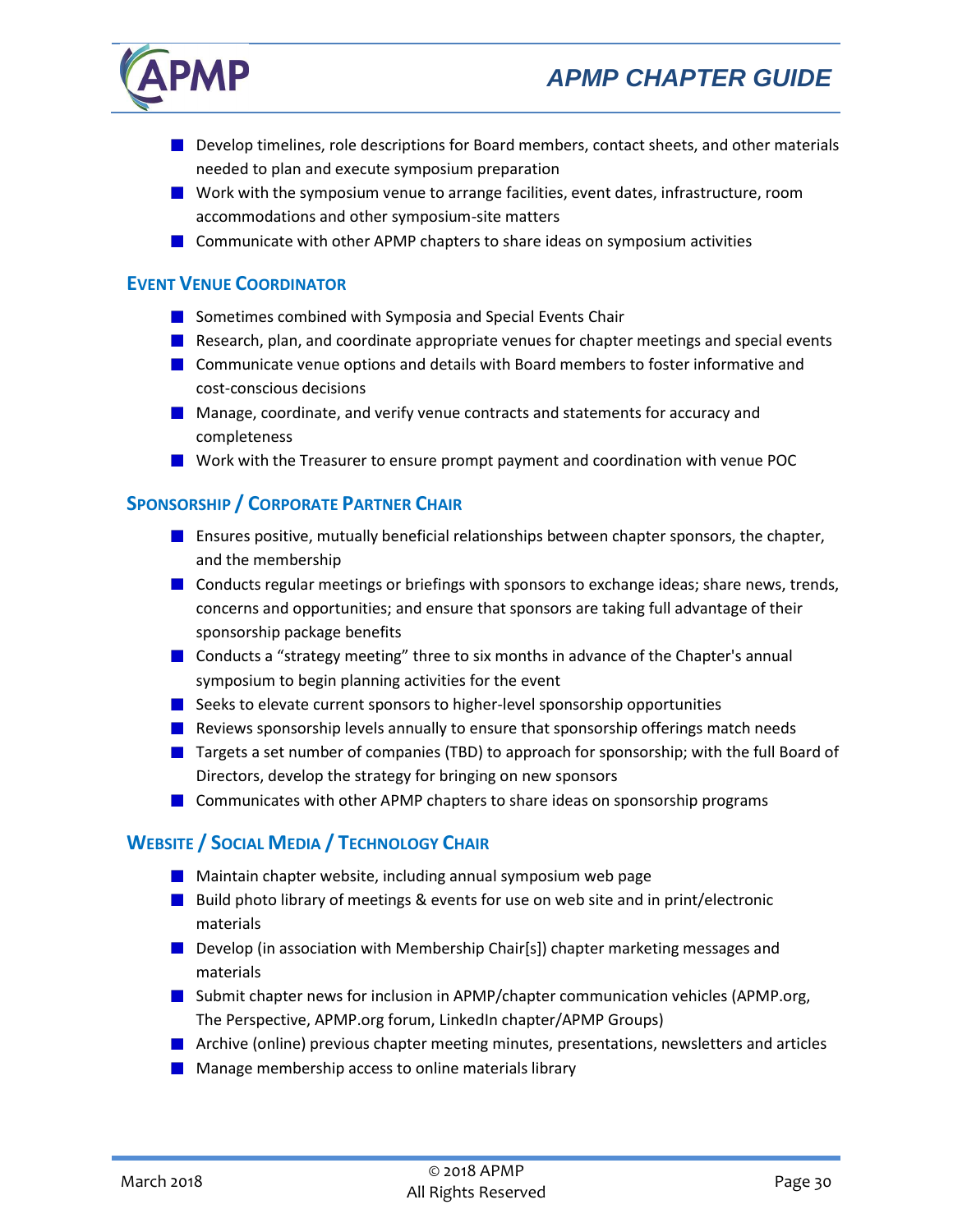- Develop timelines, role descriptions for Board members, contact sheets, and other materials needed to plan and execute symposium preparation
- Work with the symposium venue to arrange facilities, event dates, infrastructure, room accommodations and other symposium-site matters
- Communicate with other APMP chapters to share ideas on symposium activities

### Event Venue Coordinator

- Sometimes combined with Symposia and Special Events Chair
- Research, plan, and coordinate appropriate venues for chapter meetings and special events
- Communicate venue options and details with Board members to foster informative and cost-conscious decisions
- Manage, coordinate, and verify venue contracts and statements for accuracy and completeness
- Work with the Treasurer to ensure prompt payment and coordination with venue POC

### Sponsorship / Corporate Partner Chair

- Ensures positive, mutually beneficial relationships between chapter sponsors, the chapter, and the membership
- Conducts regular meetings or briefings with sponsors to exchange ideas; share news, trends, concerns and opportunities; and ensure that sponsors are taking full advantage of their sponsorship package benefits
- Conducts a "strategy meeting" three to six months in advance of the Chapter's annual symposium to begin planning activities for the event
- Seeks to elevate current sponsors to higher-level sponsorship opportunities
- Reviews sponsorship levels annually to ensure that sponsorship offerings match needs
- Targets a set number of companies (TBD) to approach for sponsorship; with the full Board of Directors, develop the strategy for bringing on new sponsors
- Communicates with other APMP chapters to share ideas on sponsorship programs

### Website / Social Media / Technology Chair

- Maintain chapter website, including annual symposium web page
- Build photo library of meetings & events for use on web site and in print/electronic materials
- Develop (in association with Membership Chair[s]) chapter marketing messages and materials
- Submit chapter news for inclusion in APMP/chapter communication vehicles (APMP.org, The Perspective, APMP.org forum, LinkedIn chapter/APMP Groups)
- Archive (online) previous chapter meeting minutes, presentations, newsletters and articles
- Manage membership access to online materials library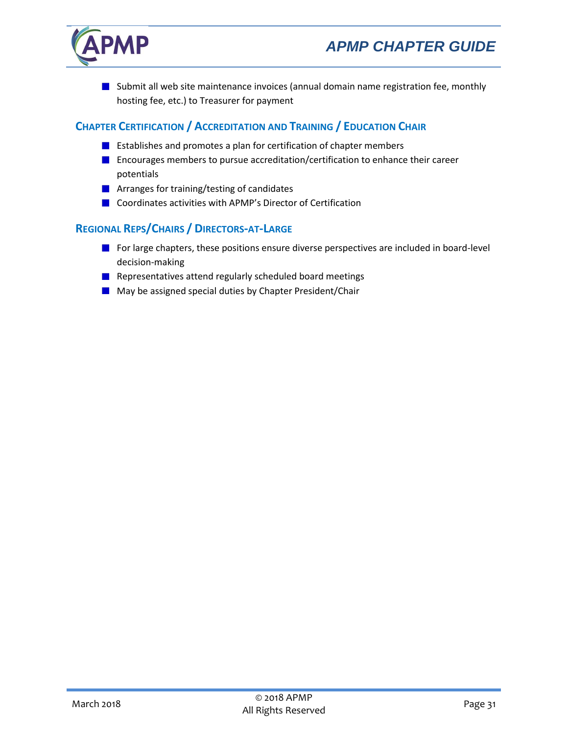- Submit all web site maintenance invoices (annual domain name registration fee, monthly hosting fee, etc.) to Treasurer for payment

### Chapter Certification / Accreditation and Training / Education Chair

- Establishes and promotes a plan for certification of chapter members
- Encourages members to pursue accreditation/certification to enhance their career potentials
- Arranges for training/testing of candidates
- Coordinates activities with APMP's Director of Certification

### Regional Reps/Chairs / Directors-at-Large

- For large chapters, these positions ensure diverse perspectives are included in board-level decision-making
- Representatives attend regularly scheduled board meetings
- May be assigned special duties by Chapter President/Chair